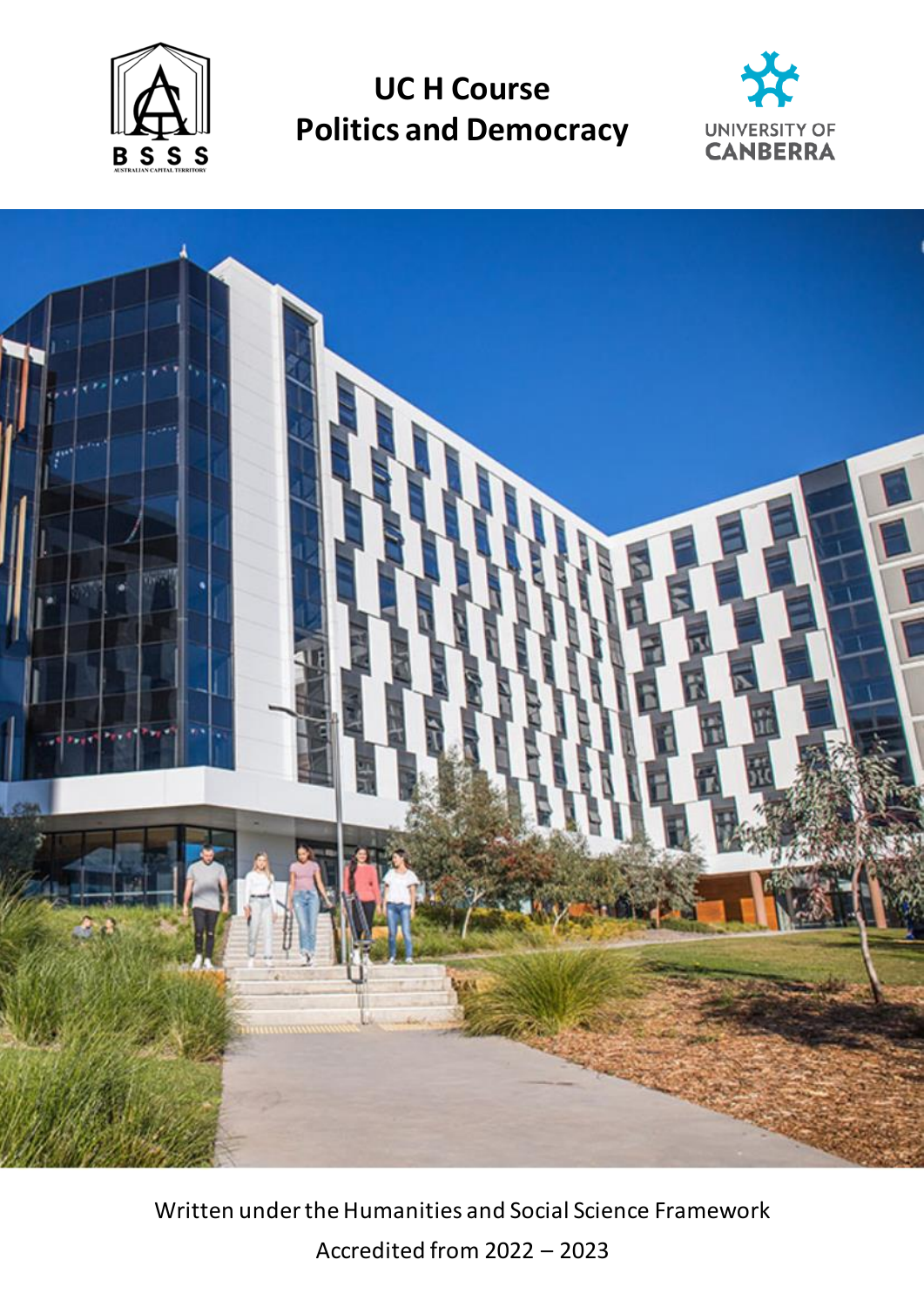# UC H Course
# Politics and Democracy

Written under the Humanities and Social Science Framework

Accredited from 2022 – 2023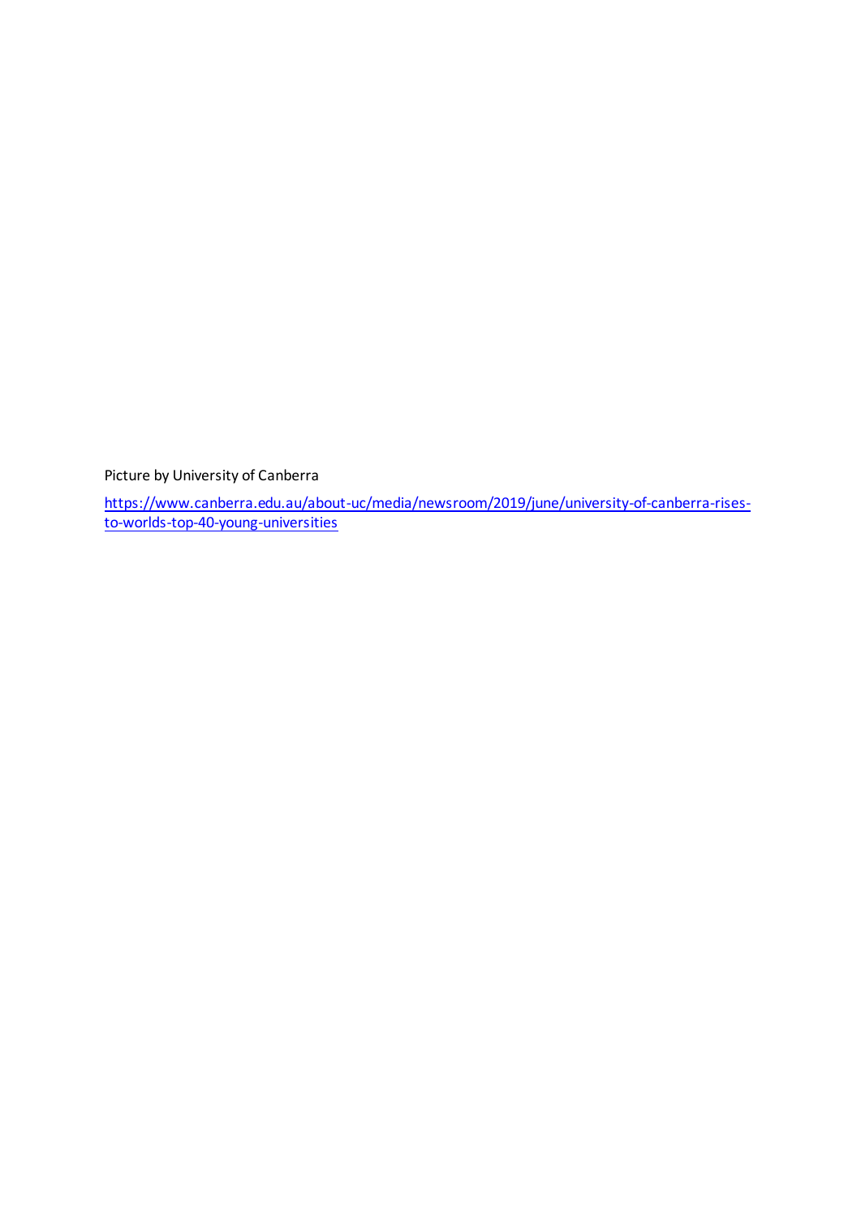Picture by University of Canberra

https://www.canberra.edu.au/about-uc/media/newsroom/2019/june/university-of-canberra-rises-to-worlds-top-40-young-universities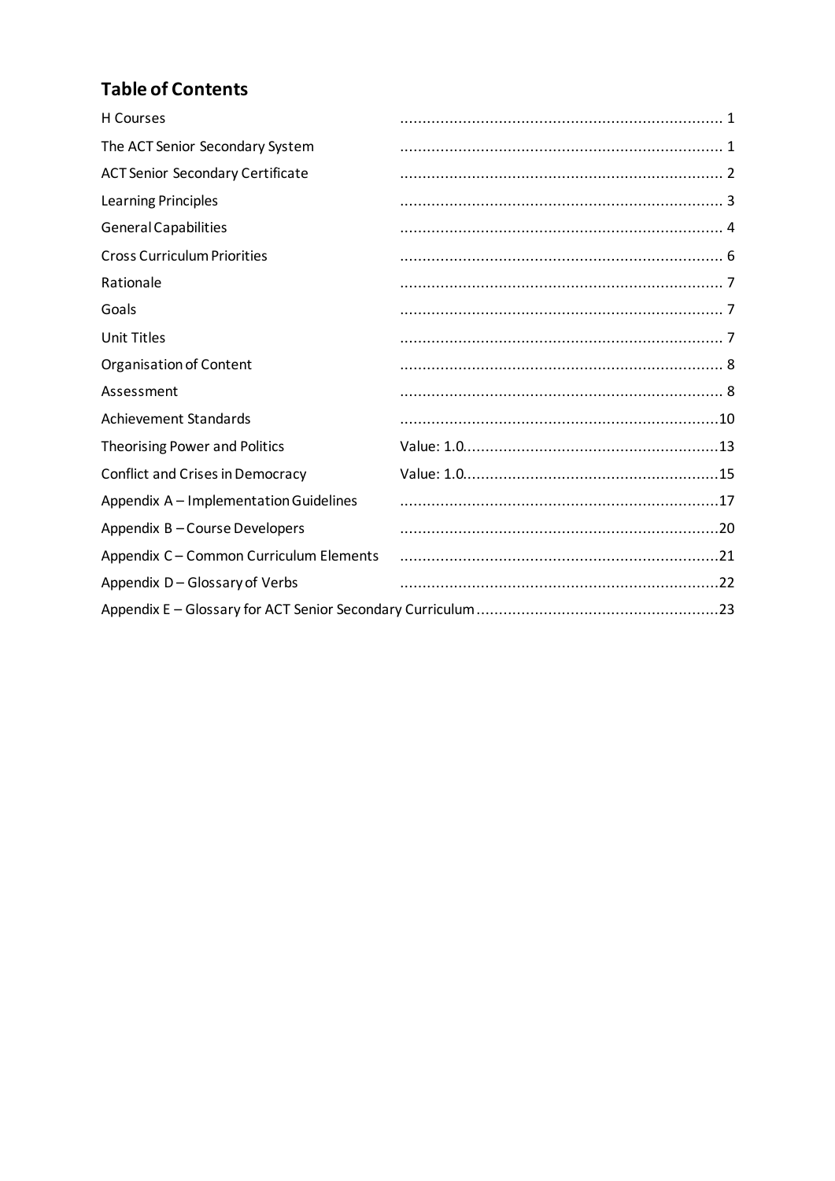## Table of Contents

| | | |
|---|---|---|
| H Courses | | 1 |
| The ACT Senior Secondary System | | 1 |
| ACT Senior Secondary Certificate | | 2 |
| Learning Principles | | 3 |
| General Capabilities | | 4 |
| Cross Curriculum Priorities | | 6 |
| Rationale | | 7 |
| Goals | | 7 |
| Unit Titles | | 7 |
| Organisation of Content | | 8 |
| Assessment | | 8 |
| Achievement Standards | | 10 |
| Theorising Power and Politics | Value: 1.0 | 13 |
| Conflict and Crises in Democracy | Value: 1.0 | 15 |
| Appendix A – Implementation Guidelines | | 17 |
| Appendix B – Course Developers | | 20 |
| Appendix C – Common Curriculum Elements | | 21 |
| Appendix D – Glossary of Verbs | | 22 |
| Appendix E – Glossary for ACT Senior Secondary Curriculum | | 23 |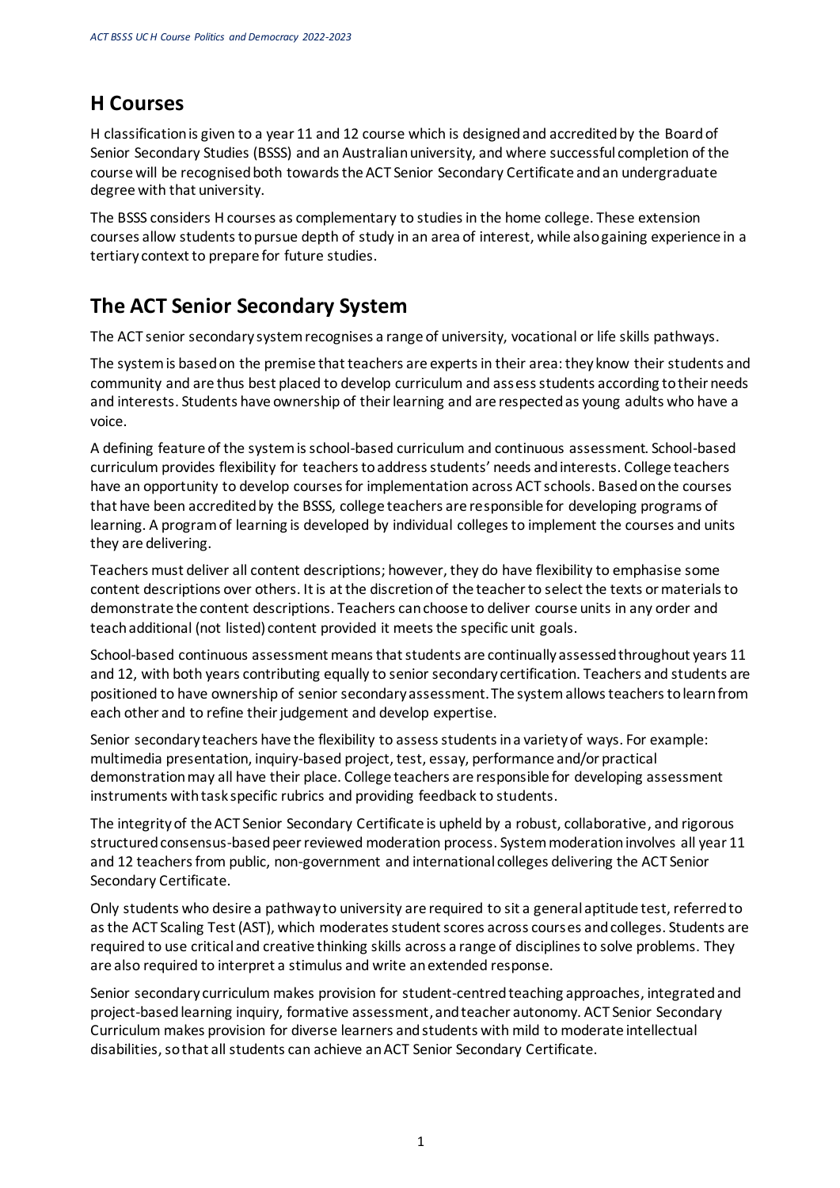## H Courses

H classification is given to a year 11 and 12 course which is designed and accredited by the Board of Senior Secondary Studies (BSSS) and an Australian university, and where successful completion of the course will be recognised both towards the ACT Senior Secondary Certificate and an undergraduate degree with that university.

The BSSS considers H courses as complementary to studies in the home college. These extension courses allow students to pursue depth of study in an area of interest, while also gaining experience in a tertiary context to prepare for future studies.

## The ACT Senior Secondary System

The ACT senior secondary system recognises a range of university, vocational or life skills pathways.

The system is based on the premise that teachers are experts in their area: they know their students and community and are thus best placed to develop curriculum and assess students according to their needs and interests. Students have ownership of their learning and are respected as young adults who have a voice.

A defining feature of the system is school-based curriculum and continuous assessment. School-based curriculum provides flexibility for teachers to address students' needs and interests. College teachers have an opportunity to develop courses for implementation across ACT schools. Based on the courses that have been accredited by the BSSS, college teachers are responsible for developing programs of learning. A program of learning is developed by individual colleges to implement the courses and units they are delivering.

Teachers must deliver all content descriptions; however, they do have flexibility to emphasise some content descriptions over others. It is at the discretion of the teacher to select the texts or materials to demonstrate the content descriptions. Teachers can choose to deliver course units in any order and teach additional (not listed) content provided it meets the specific unit goals.

School-based continuous assessment means that students are continually assessed throughout years 11 and 12, with both years contributing equally to senior secondary certification. Teachers and students are positioned to have ownership of senior secondary assessment. The system allows teachers to learn from each other and to refine their judgement and develop expertise.

Senior secondary teachers have the flexibility to assess students in a variety of ways. For example: multimedia presentation, inquiry-based project, test, essay, performance and/or practical demonstration may all have their place. College teachers are responsible for developing assessment instruments with task specific rubrics and providing feedback to students.

The integrity of the ACT Senior Secondary Certificate is upheld by a robust, collaborative, and rigorous structured consensus-based peer reviewed moderation process. System moderation involves all year 11 and 12 teachers from public, non-government and international colleges delivering the ACT Senior Secondary Certificate.

Only students who desire a pathway to university are required to sit a general aptitude test, referred to as the ACT Scaling Test (AST), which moderates student scores across courses and colleges. Students are required to use critical and creative thinking skills across a range of disciplines to solve problems. They are also required to interpret a stimulus and write an extended response.

Senior secondary curriculum makes provision for student-centred teaching approaches, integrated and project-based learning inquiry, formative assessment, and teacher autonomy. ACT Senior Secondary Curriculum makes provision for diverse learners and students with mild to moderate intellectual disabilities, so that all students can achieve an ACT Senior Secondary Certificate.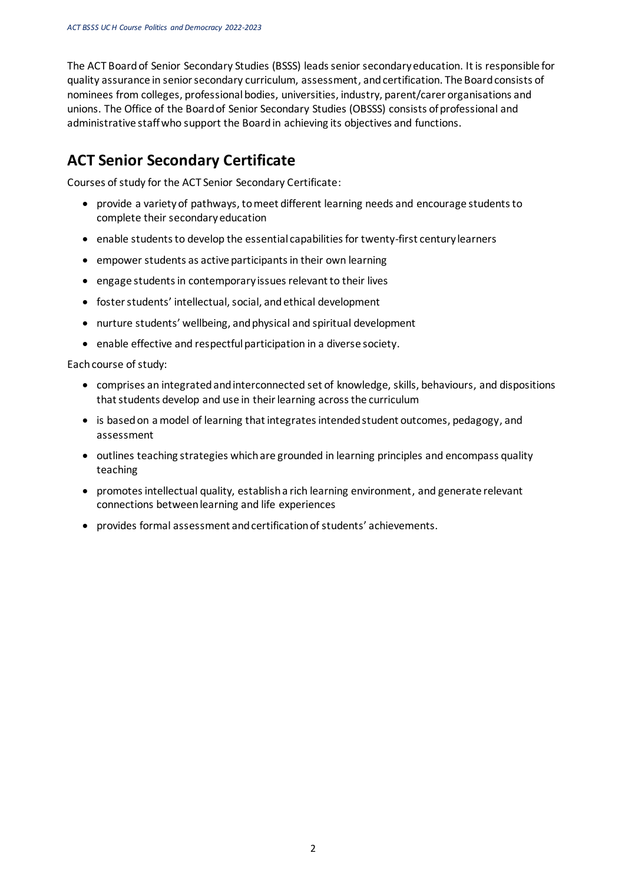The ACT Board of Senior Secondary Studies (BSSS) leads senior secondary education. It is responsible for quality assurance in senior secondary curriculum, assessment, and certification. The Board consists of nominees from colleges, professional bodies, universities, industry, parent/carer organisations and unions. The Office of the Board of Senior Secondary Studies (OBSSS) consists of professional and administrative staff who support the Board in achieving its objectives and functions.

## ACT Senior Secondary Certificate

Courses of study for the ACT Senior Secondary Certificate:

- provide a variety of pathways, to meet different learning needs and encourage students to complete their secondary education
- enable students to develop the essential capabilities for twenty-first century learners
- empower students as active participants in their own learning
- engage students in contemporary issues relevant to their lives
- foster students' intellectual, social, and ethical development
- nurture students' wellbeing, and physical and spiritual development
- enable effective and respectful participation in a diverse society.

Each course of study:

- comprises an integrated and interconnected set of knowledge, skills, behaviours, and dispositions that students develop and use in their learning across the curriculum
- is based on a model of learning that integrates intended student outcomes, pedagogy, and assessment
- outlines teaching strategies which are grounded in learning principles and encompass quality teaching
- promotes intellectual quality, establish a rich learning environment, and generate relevant connections between learning and life experiences
- provides formal assessment and certification of students' achievements.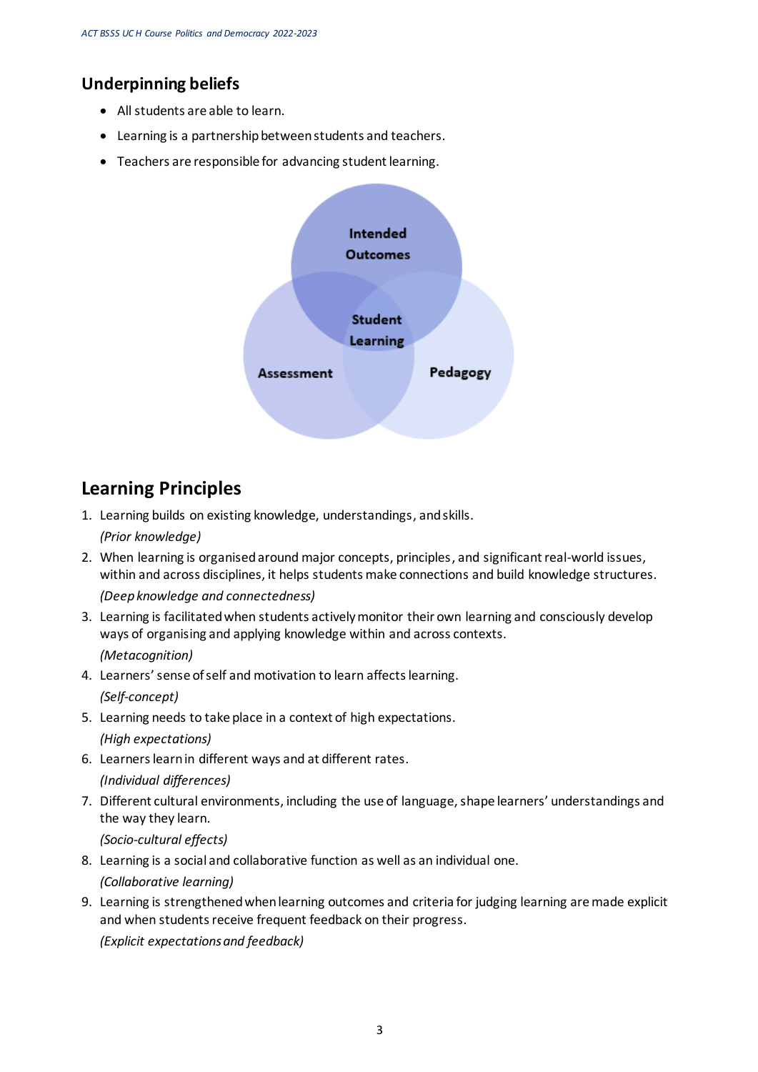## Underpinning beliefs

- All students are able to learn.
- Learning is a partnership between students and teachers.
- Teachers are responsible for advancing student learning.

Intended Outcomes

Student Learning

Assessment

Pedagogy

## Learning Principles

1. Learning builds on existing knowledge, understandings, and skills.

   *(Prior knowledge)*

2. When learning is organised around major concepts, principles, and significant real-world issues, within and across disciplines, it helps students make connections and build knowledge structures.

   *(Deep knowledge and connectedness)*

3. Learning is facilitated when students actively monitor their own learning and consciously develop ways of organising and applying knowledge within and across contexts.

   *(Metacognition)*

4. Learners' sense of self and motivation to learn affects learning.

   *(Self-concept)*

5. Learning needs to take place in a context of high expectations.

   *(High expectations)*

6. Learners learn in different ways and at different rates.

   *(Individual differences)*

7. Different cultural environments, including the use of language, shape learners' understandings and the way they learn.

   *(Socio-cultural effects)*

8. Learning is a social and collaborative function as well as an individual one.

   *(Collaborative learning)*

9. Learning is strengthened when learning outcomes and criteria for judging learning are made explicit and when students receive frequent feedback on their progress.

   *(Explicit expectations and feedback)*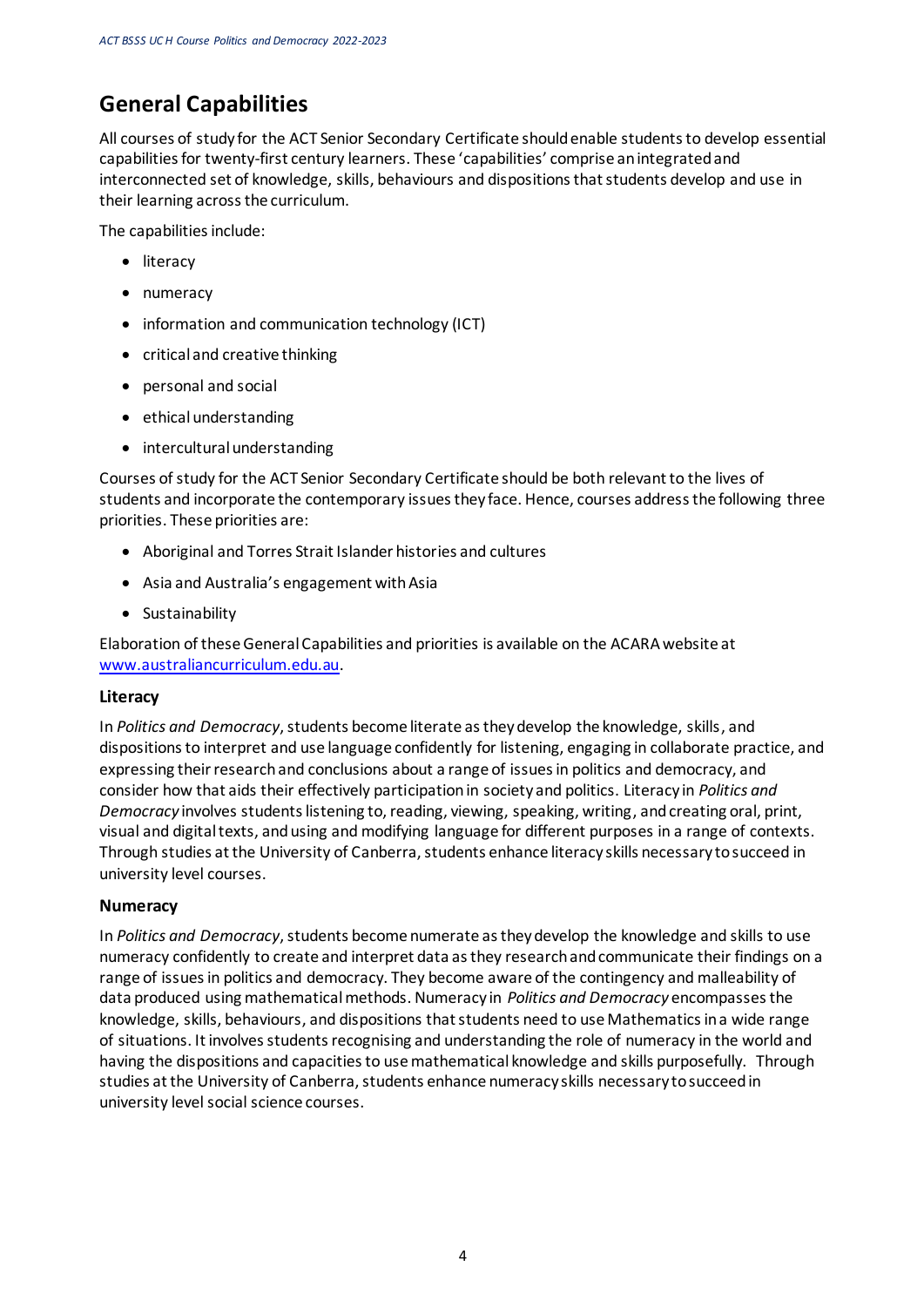## General Capabilities

All courses of study for the ACT Senior Secondary Certificate should enable students to develop essential capabilities for twenty-first century learners. These 'capabilities' comprise an integrated and interconnected set of knowledge, skills, behaviours and dispositions that students develop and use in their learning across the curriculum.

The capabilities include:

- literacy
- numeracy
- information and communication technology (ICT)
- critical and creative thinking
- personal and social
- ethical understanding
- intercultural understanding

Courses of study for the ACT Senior Secondary Certificate should be both relevant to the lives of students and incorporate the contemporary issues they face. Hence, courses address the following three priorities. These priorities are:

- Aboriginal and Torres Strait Islander histories and cultures
- Asia and Australia's engagement with Asia
- Sustainability

Elaboration of these General Capabilities and priorities is available on the ACARA website at www.australiancurriculum.edu.au.

### Literacy

In *Politics and Democracy*, students become literate as they develop the knowledge, skills, and dispositions to interpret and use language confidently for listening, engaging in collaborate practice, and expressing their research and conclusions about a range of issues in politics and democracy, and consider how that aids their effectively participation in society and politics. Literacy in *Politics and Democracy* involves students listening to, reading, viewing, speaking, writing, and creating oral, print, visual and digital texts, and using and modifying language for different purposes in a range of contexts. Through studies at the University of Canberra, students enhance literacy skills necessary to succeed in university level courses.

### Numeracy

In *Politics and Democracy*, students become numerate as they develop the knowledge and skills to use numeracy confidently to create and interpret data as they research and communicate their findings on a range of issues in politics and democracy. They become aware of the contingency and malleability of data produced using mathematical methods. Numeracy in *Politics and Democracy* encompasses the knowledge, skills, behaviours, and dispositions that students need to use Mathematics in a wide range of situations. It involves students recognising and understanding the role of numeracy in the world and having the dispositions and capacities to use mathematical knowledge and skills purposefully. Through studies at the University of Canberra, students enhance numeracy skills necessary to succeed in university level social science courses.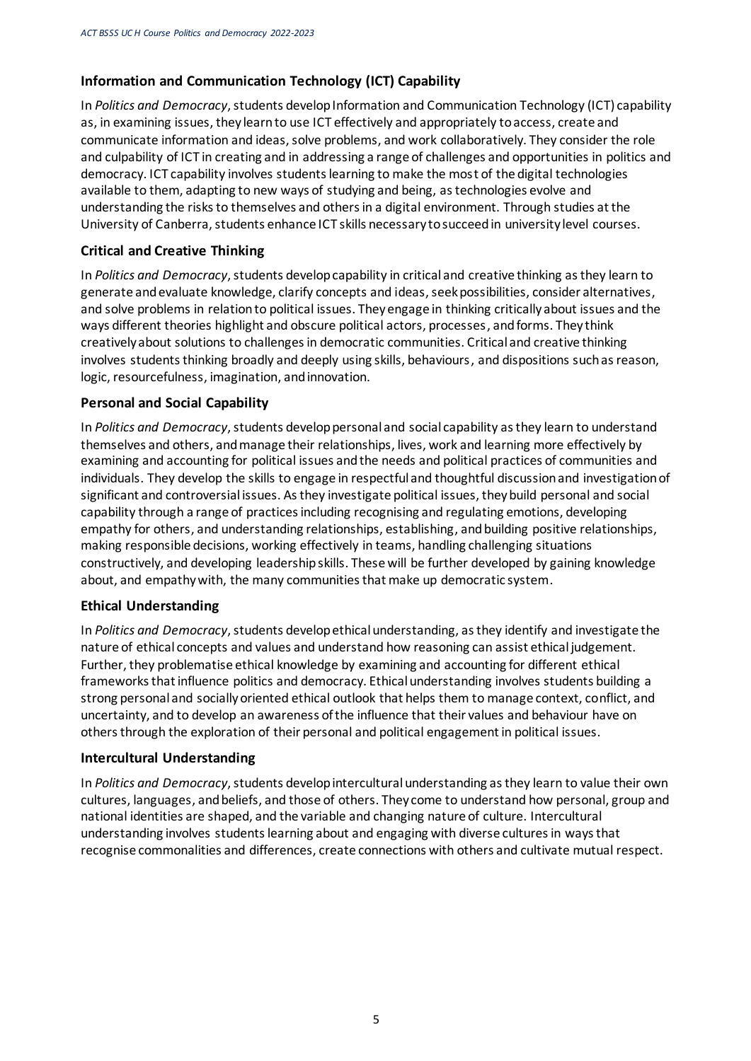### Information and Communication Technology (ICT) Capability

In *Politics and Democracy*, students develop Information and Communication Technology (ICT) capability as, in examining issues, they learn to use ICT effectively and appropriately to access, create and communicate information and ideas, solve problems, and work collaboratively. They consider the role and culpability of ICT in creating and in addressing a range of challenges and opportunities in politics and democracy. ICT capability involves students learning to make the most of the digital technologies available to them, adapting to new ways of studying and being, as technologies evolve and understanding the risks to themselves and others in a digital environment. Through studies at the University of Canberra, students enhance ICT skills necessary to succeed in university level courses.

### Critical and Creative Thinking

In *Politics and Democracy*, students develop capability in critical and creative thinking as they learn to generate and evaluate knowledge, clarify concepts and ideas, seek possibilities, consider alternatives, and solve problems in relation to political issues. They engage in thinking critically about issues and the ways different theories highlight and obscure political actors, processes, and forms. They think creatively about solutions to challenges in democratic communities. Critical and creative thinking involves students thinking broadly and deeply using skills, behaviours, and dispositions such as reason, logic, resourcefulness, imagination, and innovation.

### Personal and Social Capability

In *Politics and Democracy*, students develop personal and social capability as they learn to understand themselves and others, and manage their relationships, lives, work and learning more effectively by examining and accounting for political issues and the needs and political practices of communities and individuals. They develop the skills to engage in respectful and thoughtful discussion and investigation of significant and controversial issues. As they investigate political issues, they build personal and social capability through a range of practices including recognising and regulating emotions, developing empathy for others, and understanding relationships, establishing, and building positive relationships, making responsible decisions, working effectively in teams, handling challenging situations constructively, and developing leadership skills. These will be further developed by gaining knowledge about, and empathy with, the many communities that make up democratic system.

### Ethical Understanding

In *Politics and Democracy*, students develop ethical understanding, as they identify and investigate the nature of ethical concepts and values and understand how reasoning can assist ethical judgement. Further, they problematise ethical knowledge by examining and accounting for different ethical frameworks that influence politics and democracy. Ethical understanding involves students building a strong personal and socially oriented ethical outlook that helps them to manage context, conflict, and uncertainty, and to develop an awareness of the influence that their values and behaviour have on others through the exploration of their personal and political engagement in political issues.

### Intercultural Understanding

In *Politics and Democracy*, students develop intercultural understanding as they learn to value their own cultures, languages, and beliefs, and those of others. They come to understand how personal, group and national identities are shaped, and the variable and changing nature of culture. Intercultural understanding involves students learning about and engaging with diverse cultures in ways that recognise commonalities and differences, create connections with others and cultivate mutual respect.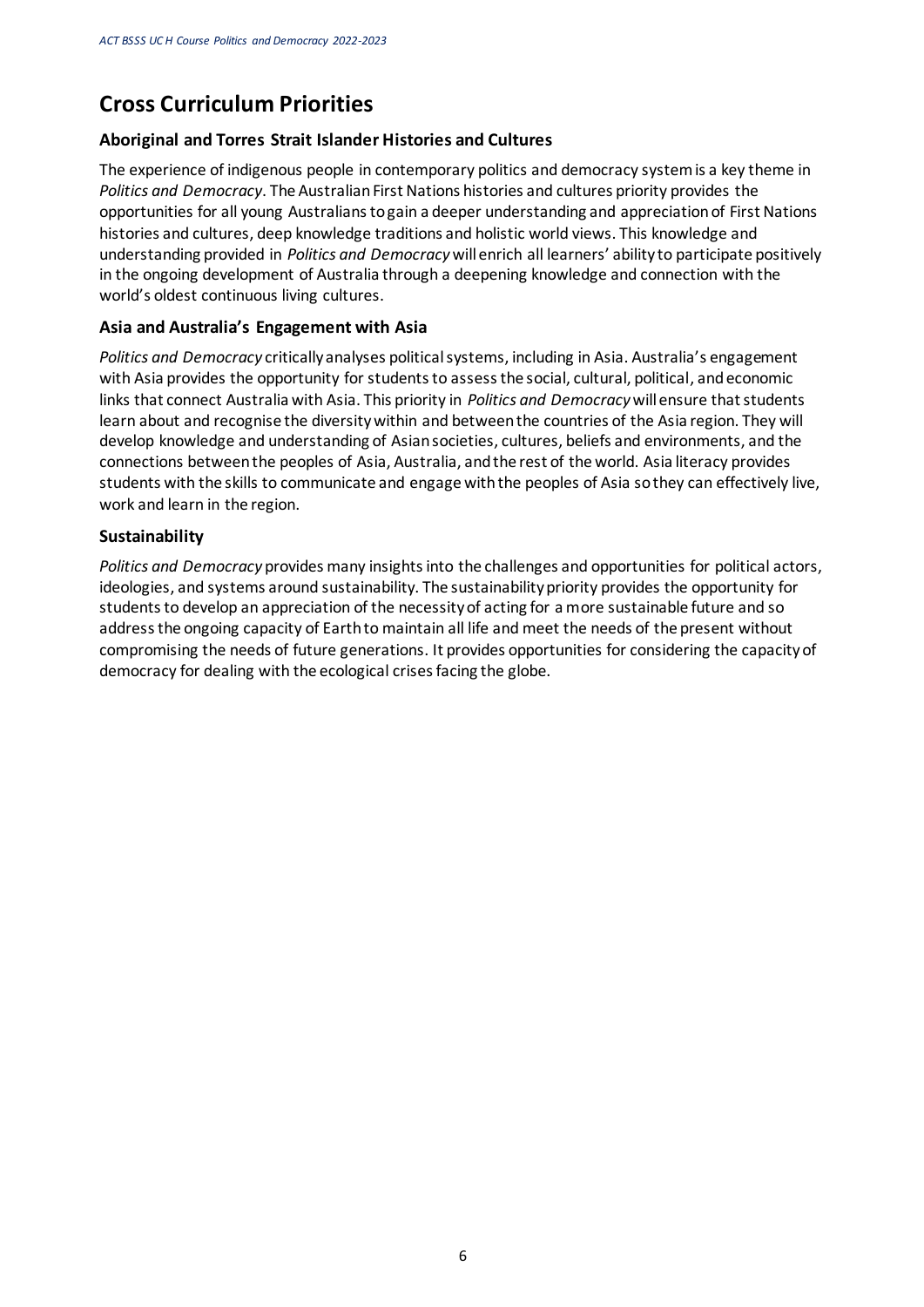# Cross Curriculum Priorities

### Aboriginal and Torres Strait Islander Histories and Cultures

The experience of indigenous people in contemporary politics and democracy system is a key theme in *Politics and Democracy*. The Australian First Nations histories and cultures priority provides the opportunities for all young Australians to gain a deeper understanding and appreciation of First Nations histories and cultures, deep knowledge traditions and holistic world views. This knowledge and understanding provided in *Politics and Democracy* will enrich all learners' ability to participate positively in the ongoing development of Australia through a deepening knowledge and connection with the world's oldest continuous living cultures.

### Asia and Australia's Engagement with Asia

*Politics and Democracy* critically analyses political systems, including in Asia. Australia's engagement with Asia provides the opportunity for students to assess the social, cultural, political, and economic links that connect Australia with Asia. This priority in *Politics and Democracy* will ensure that students learn about and recognise the diversity within and between the countries of the Asia region. They will develop knowledge and understanding of Asian societies, cultures, beliefs and environments, and the connections between the peoples of Asia, Australia, and the rest of the world. Asia literacy provides students with the skills to communicate and engage with the peoples of Asia so they can effectively live, work and learn in the region.

### Sustainability

*Politics and Democracy* provides many insights into the challenges and opportunities for political actors, ideologies, and systems around sustainability. The sustainability priority provides the opportunity for students to develop an appreciation of the necessity of acting for a more sustainable future and so address the ongoing capacity of Earth to maintain all life and meet the needs of the present without compromising the needs of future generations. It provides opportunities for considering the capacity of democracy for dealing with the ecological crises facing the globe.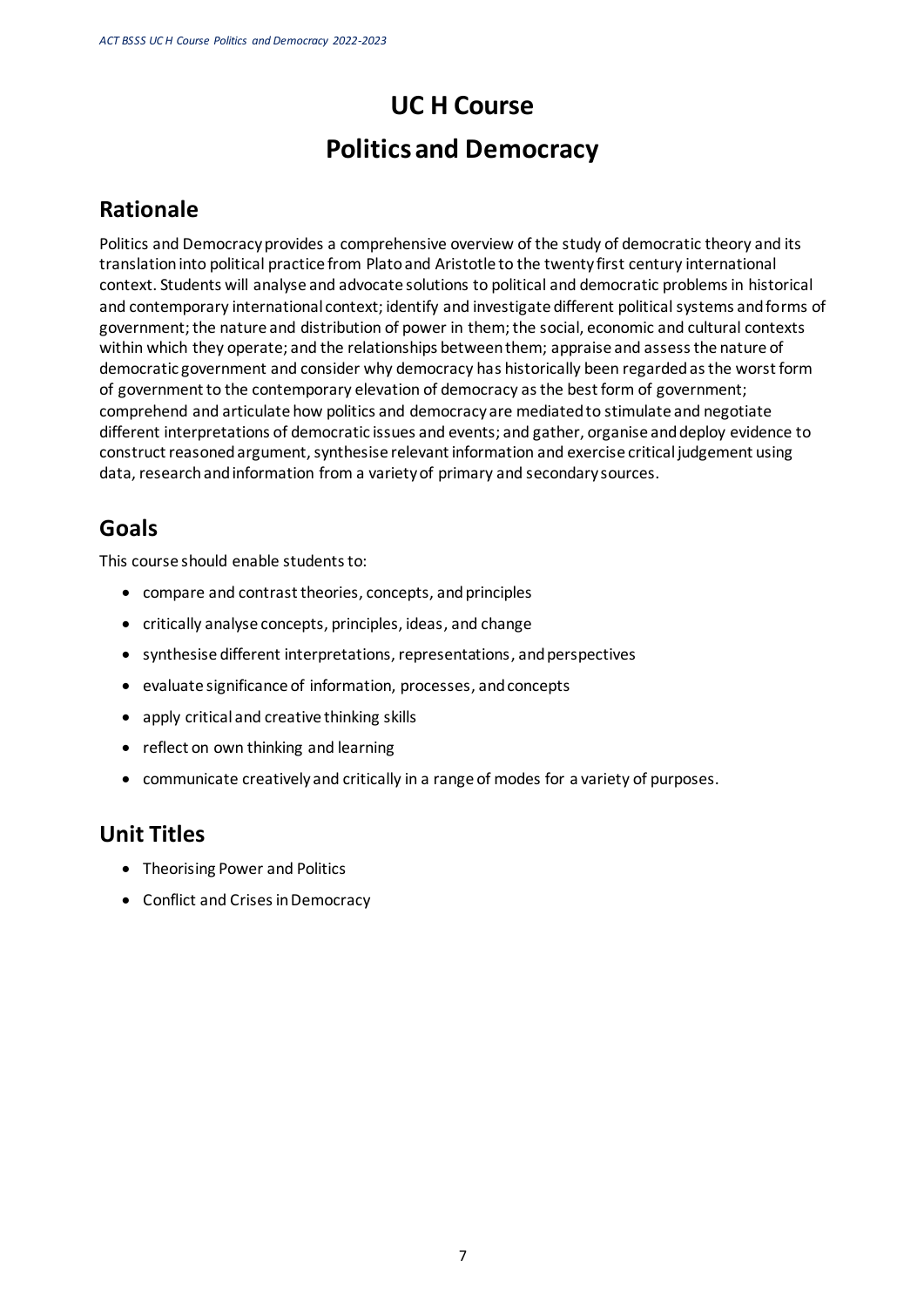# UC H Course

# Politics and Democracy

## Rationale

Politics and Democracy provides a comprehensive overview of the study of democratic theory and its translation into political practice from Plato and Aristotle to the twenty first century international context. Students will analyse and advocate solutions to political and democratic problems in historical and contemporary international context; identify and investigate different political systems and forms of government; the nature and distribution of power in them; the social, economic and cultural contexts within which they operate; and the relationships between them; appraise and assess the nature of democratic government and consider why democracy has historically been regarded as the worst form of government to the contemporary elevation of democracy as the best form of government; comprehend and articulate how politics and democracy are mediated to stimulate and negotiate different interpretations of democratic issues and events; and gather, organise and deploy evidence to construct reasoned argument, synthesise relevant information and exercise critical judgement using data, research and information from a variety of primary and secondary sources.

## Goals

This course should enable students to:

- compare and contrast theories, concepts, and principles
- critically analyse concepts, principles, ideas, and change
- synthesise different interpretations, representations, and perspectives
- evaluate significance of information, processes, and concepts
- apply critical and creative thinking skills
- reflect on own thinking and learning
- communicate creatively and critically in a range of modes for a variety of purposes.

## Unit Titles

- Theorising Power and Politics
- Conflict and Crises in Democracy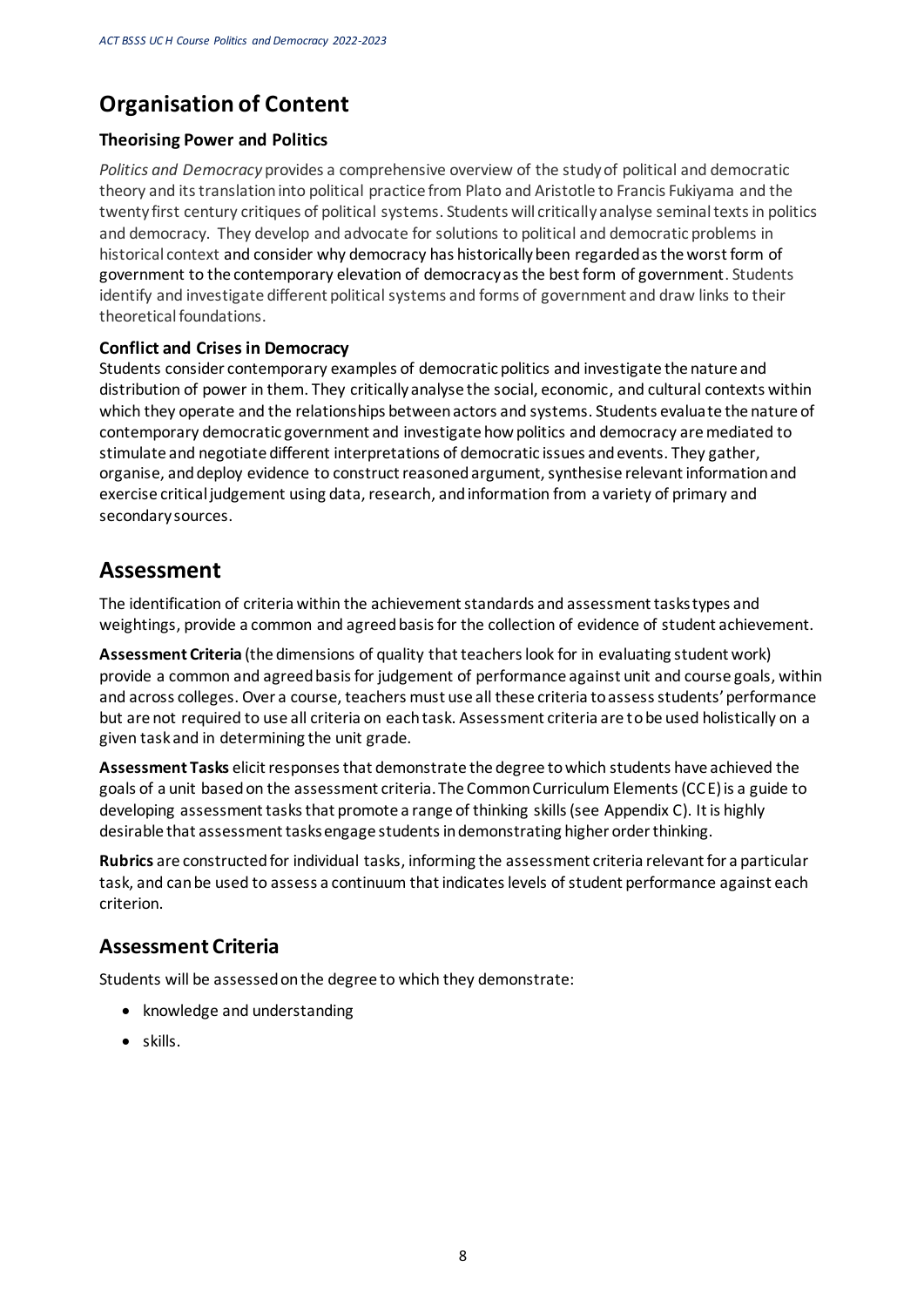## Organisation of Content

### Theorising Power and Politics

*Politics and Democracy* provides a comprehensive overview of the study of political and democratic theory and its translation into political practice from Plato and Aristotle to Francis Fukiyama and the twenty first century critiques of political systems. Students will critically analyse seminal texts in politics and democracy. They develop and advocate for solutions to political and democratic problems in historical context and consider why democracy has historically been regarded as the worst form of government to the contemporary elevation of democracy as the best form of government. Students identify and investigate different political systems and forms of government and draw links to their theoretical foundations.

### Conflict and Crises in Democracy

Students consider contemporary examples of democratic politics and investigate the nature and distribution of power in them. They critically analyse the social, economic, and cultural contexts within which they operate and the relationships between actors and systems. Students evaluate the nature of contemporary democratic government and investigate how politics and democracy are mediated to stimulate and negotiate different interpretations of democratic issues and events. They gather, organise, and deploy evidence to construct reasoned argument, synthesise relevant information and exercise critical judgement using data, research, and information from a variety of primary and secondary sources.

# Assessment

The identification of criteria within the achievement standards and assessment tasks types and weightings, provide a common and agreed basis for the collection of evidence of student achievement.

**Assessment Criteria** (the dimensions of quality that teachers look for in evaluating student work) provide a common and agreed basis for judgement of performance against unit and course goals, within and across colleges. Over a course, teachers must use all these criteria to assess students' performance but are not required to use all criteria on each task. Assessment criteria are to be used holistically on a given task and in determining the unit grade.

**Assessment Tasks** elicit responses that demonstrate the degree to which students have achieved the goals of a unit based on the assessment criteria. The Common Curriculum Elements (CCE) is a guide to developing assessment tasks that promote a range of thinking skills (see Appendix C). It is highly desirable that assessment tasks engage students in demonstrating higher order thinking.

**Rubrics** are constructed for individual tasks, informing the assessment criteria relevant for a particular task, and can be used to assess a continuum that indicates levels of student performance against each criterion.

## Assessment Criteria

Students will be assessed on the degree to which they demonstrate:

- knowledge and understanding
- skills.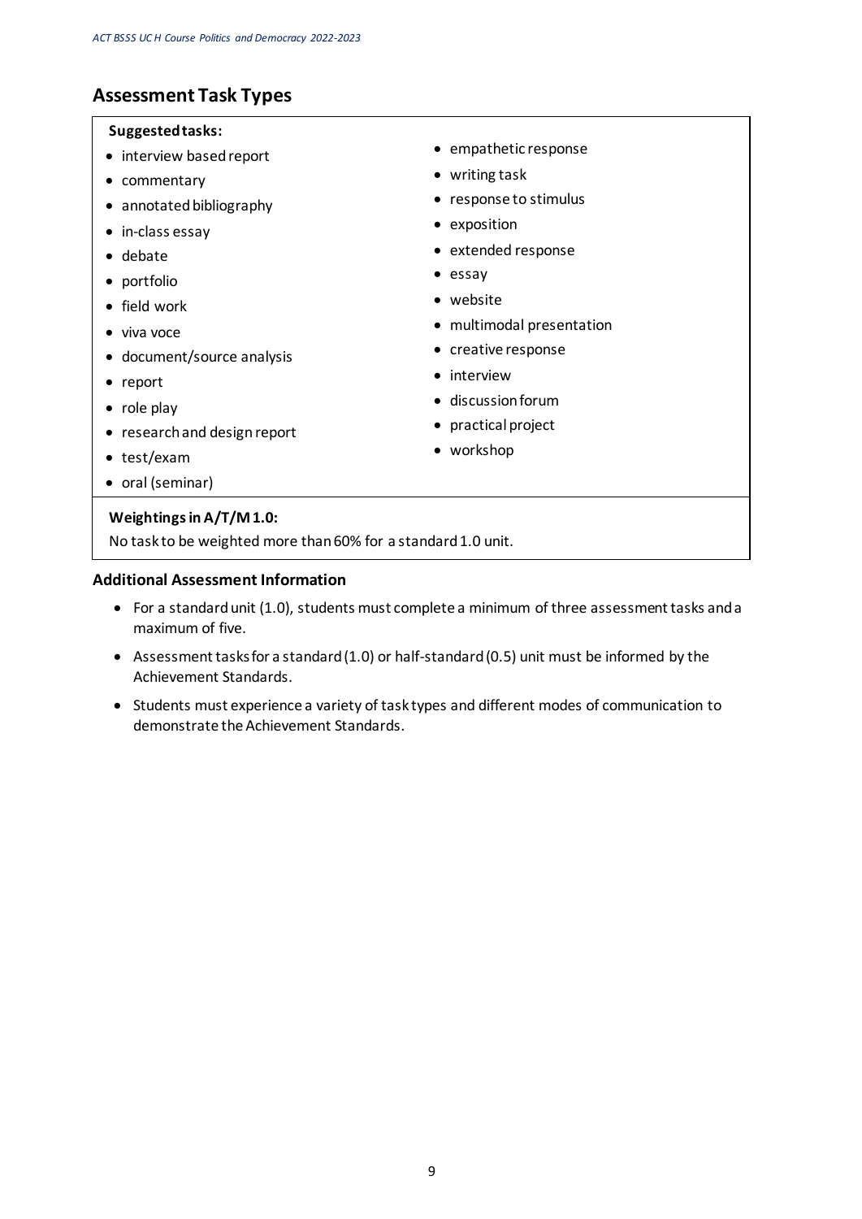## Assessment Task Types

**Suggested tasks:**

- interview based report
- commentary
- annotated bibliography
- in-class essay
- debate
- portfolio
- field work
- viva voce
- document/source analysis
- report
- role play
- research and design report
- test/exam
- oral (seminar)
- empathetic response
- writing task
- response to stimulus
- exposition
- extended response
- essay
- website
- multimodal presentation
- creative response
- interview
- discussion forum
- practical project
- workshop

**Weightings in A/T/M 1.0:**

No task to be weighted more than 60% for a standard 1.0 unit.

### Additional Assessment Information

- For a standard unit (1.0), students must complete a minimum of three assessment tasks and a maximum of five.
- Assessment tasks for a standard (1.0) or half-standard (0.5) unit must be informed by the Achievement Standards.
- Students must experience a variety of task types and different modes of communication to demonstrate the Achievement Standards.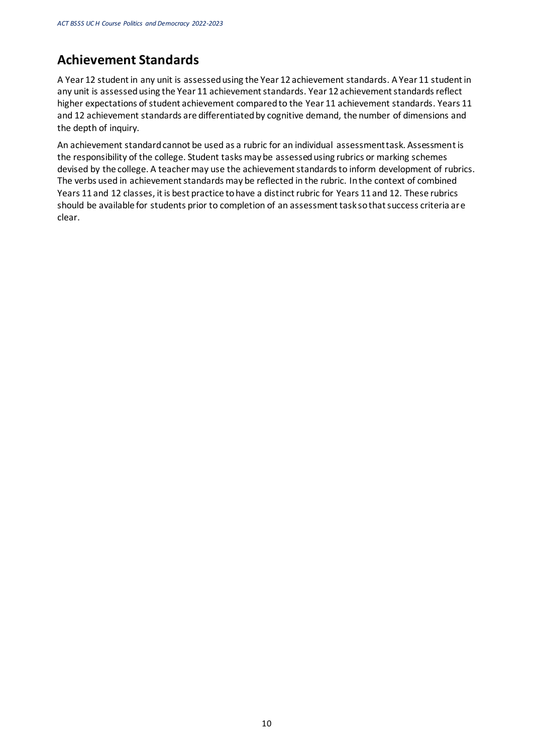## Achievement Standards

A Year 12 student in any unit is assessed using the Year 12 achievement standards. A Year 11 student in any unit is assessed using the Year 11 achievement standards. Year 12 achievement standards reflect higher expectations of student achievement compared to the Year 11 achievement standards. Years 11 and 12 achievement standards are differentiated by cognitive demand, the number of dimensions and the depth of inquiry.

An achievement standard cannot be used as a rubric for an individual assessment task. Assessment is the responsibility of the college. Student tasks may be assessed using rubrics or marking schemes devised by the college. A teacher may use the achievement standards to inform development of rubrics. The verbs used in achievement standards may be reflected in the rubric. In the context of combined Years 11 and 12 classes, it is best practice to have a distinct rubric for Years 11 and 12. These rubrics should be available for students prior to completion of an assessment task so that success criteria are clear.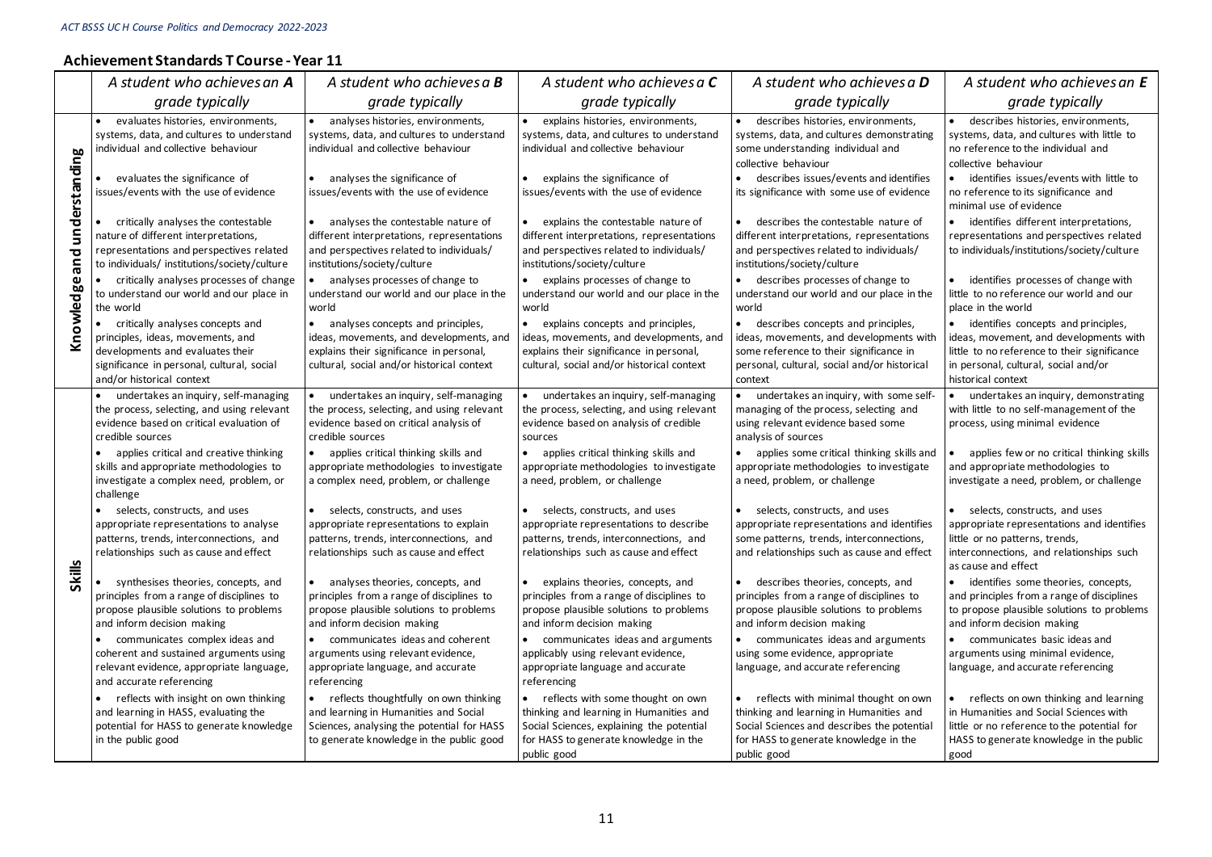## Achievement Standards T Course - Year 11

| | *A student who achieves an **A** grade typically* | *A student who achieves a **B** grade typically* | *A student who achieves a **C** grade typically* | *A student who achieves a **D** grade typically* | *A student who achieves an **E** grade typically* |
|---|---|---|---|---|---|
| **Knowledge and understanding** | • evaluates histories, environments, systems, data, and cultures to understand individual and collective behaviour | • analyses histories, environments, systems, data, and cultures to understand individual and collective behaviour | • explains histories, environments, systems, data, and cultures to understand individual and collective behaviour | • describes histories, environments, systems, data, and cultures demonstrating some understanding individual and collective behaviour | • describes histories, environments, systems, data, and cultures with little to no reference to the individual and collective behaviour |
| | • evaluates the significance of issues/events with the use of evidence | • analyses the significance of issues/events with the use of evidence | • explains the significance of issues/events with the use of evidence | • describes issues/events and identifies its significance with some use of evidence | • identifies issues/events with little to no reference to its significance and minimal use of evidence |
| | • critically analyses the contestable nature of different interpretations, representations and perspectives related to individuals/ institutions/society/culture | • analyses the contestable nature of different interpretations, representations and perspectives related to individuals/ institutions/society/culture | • explains the contestable nature of different interpretations, representations and perspectives related to individuals/ institutions/society/culture | • describes the contestable nature of different interpretations, representations and perspectives related to individuals/ institutions/society/culture | • identifies different interpretations, representations and perspectives related to individuals/institutions/society/culture |
| | • critically analyses processes of change to understand our world and our place in the world | • analyses processes of change to understand our world and our place in the world | • explains processes of change to understand our world and our place in the world | • describes processes of change to understand our world and our place in the world | • identifies processes of change with little to no reference our world and our place in the world |
| | • critically analyses concepts and principles, ideas, movements, and developments and evaluates their significance in personal, cultural, social and/or historical context | • analyses concepts and principles, ideas, movements, and developments, and explains their significance in personal, cultural, social and/or historical context | • explains concepts and principles, ideas, movements, and developments, and explains their significance in personal, cultural, social and/or historical context | • describes concepts and principles, ideas, movements, and developments with some reference to their significance in personal, cultural, social and/or historical context | • identifies concepts and principles, ideas, movement, and developments with little to no reference to their significance in personal, cultural, social and/or historical context |
| **Skills** | • undertakes an inquiry, self-managing the process, selecting, and using relevant evidence based on critical evaluation of credible sources | • undertakes an inquiry, self-managing the process, selecting, and using relevant evidence based on critical analysis of credible sources | • undertakes an inquiry, self-managing the process, selecting, and using relevant evidence based on analysis of credible sources | • undertakes an inquiry, with some self-managing of the process, selecting and using relevant evidence based some analysis of sources | • undertakes an inquiry, demonstrating with little to no self-management of the process, using minimal evidence |
| | • applies critical and creative thinking skills and appropriate methodologies to investigate a complex need, problem, or challenge | • applies critical thinking skills and appropriate methodologies to investigate a complex need, problem, or challenge | • applies critical thinking skills and appropriate methodologies to investigate a need, problem, or challenge | • applies some critical thinking skills and appropriate methodologies to investigate a need, problem, or challenge | • applies few or no critical thinking skills and appropriate methodologies to investigate a need, problem, or challenge |
| | • selects, constructs, and uses appropriate representations to analyse patterns, trends, interconnections, and relationships such as cause and effect | • selects, constructs, and uses appropriate representations to explain patterns, trends, interconnections, and relationships such as cause and effect | • selects, constructs, and uses appropriate representations to describe patterns, trends, interconnections, and relationships such as cause and effect | • selects, constructs, and uses appropriate representations and identifies some patterns, trends, interconnections, and relationships such as cause and effect | • selects, constructs, and uses appropriate representations and identifies little or no patterns, trends, interconnections, and relationships such as cause and effect |
| | • synthesises theories, concepts, and principles from a range of disciplines to propose plausible solutions to problems and inform decision making | • analyses theories, concepts, and principles from a range of disciplines to propose plausible solutions to problems and inform decision making | • explains theories, concepts, and principles from a range of disciplines to propose plausible solutions to problems and inform decision making | • describes theories, concepts, and principles from a range of disciplines to propose plausible solutions to problems and inform decision making | • identifies some theories, concepts, and principles from a range of disciplines to propose plausible solutions to problems and inform decision making |
| | • communicates complex ideas and coherent and sustained arguments using relevant evidence, appropriate language, and accurate referencing | • communicates ideas and coherent arguments using relevant evidence, appropriate language, and accurate referencing | • communicates ideas and arguments applicably using relevant evidence, appropriate language and accurate referencing | • communicates ideas and arguments using some evidence, appropriate language, and accurate referencing | • communicates basic ideas and arguments using minimal evidence, language, and accurate referencing |
| | • reflects with insight on own thinking and learning in HASS, evaluating the potential for HASS to generate knowledge in the public good | • reflects thoughtfully on own thinking and learning in Humanities and Social Sciences, analysing the potential for HASS to generate knowledge in the public good | • reflects with some thought on own thinking and learning in Humanities and Social Sciences, explaining the potential for HASS to generate knowledge in the public good | • reflects with minimal thought on own thinking and learning in Humanities and Social Sciences and describes the potential for HASS to generate knowledge in the public good | • reflects on own thinking and learning in Humanities and Social Sciences with little or no reference to the potential for HASS to generate knowledge in the public good |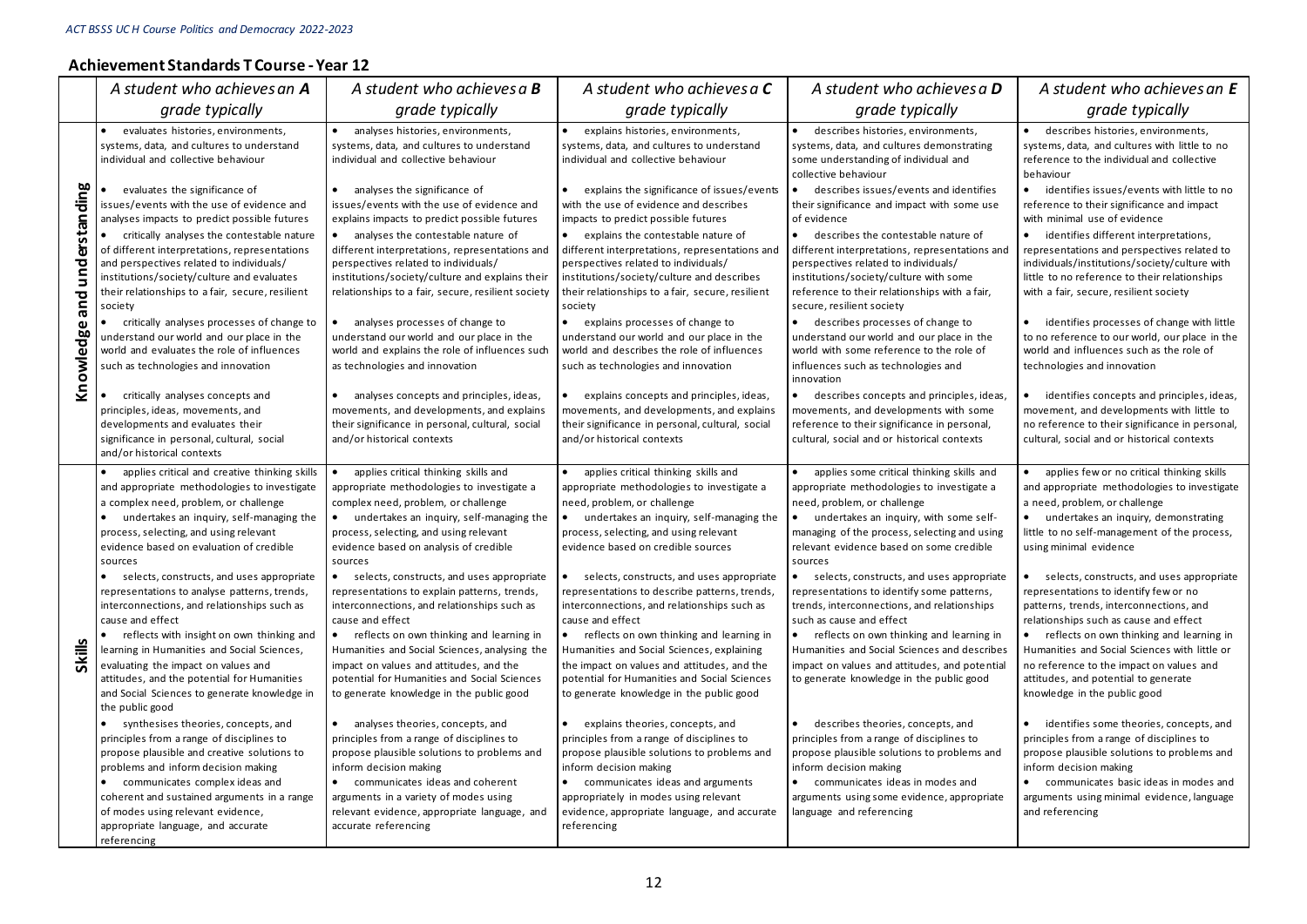## Achievement Standards T Course - Year 12

| | *A student who achieves an **A** grade typically* | *A student who achieves a **B** grade typically* | *A student who achieves a **C** grade typically* | *A student who achieves a **D** grade typically* | *A student who achieves an **E** grade typically* |
|---|---|---|---|---|---|
| **Knowledge and understanding** | • evaluates histories, environments, systems, data, and cultures to understand individual and collective behaviour | • analyses histories, environments, systems, data, and cultures to understand individual and collective behaviour | • explains histories, environments, systems, data, and cultures to understand individual and collective behaviour | • describes histories, environments, systems, data, and cultures demonstrating some understanding of individual and collective behaviour | • describes histories, environments, systems, data, and cultures with little to no reference to the individual and collective behaviour |
| | • evaluates the significance of issues/events with the use of evidence and analyses impacts to predict possible futures | • analyses the significance of issues/events with the use of evidence and explains impacts to predict possible futures | • explains the significance of issues/events with the use of evidence and describes impacts to predict possible futures | • describes issues/events and identifies their significance and impact with some use of evidence | • identifies issues/events with little to no reference to their significance and impact with minimal use of evidence |
| | • critically analyses the contestable nature of different interpretations, representations and perspectives related to individuals/ institutions/society/culture and evaluates their relationships to a fair, secure, resilient society | • analyses the contestable nature of different interpretations, representations and perspectives related to individuals/ institutions/society/culture and explains their relationships to a fair, secure, resilient society | • explains the contestable nature of different interpretations, representations and perspectives related to individuals/ institutions/society/culture and describes their relationships to a fair, secure, resilient society | • describes the contestable nature of different interpretations, representations and perspectives related to individuals/ institutions/society/culture with some reference to their relationships with a fair, secure, resilient society | • identifies different interpretations, representations and perspectives related to individuals/institutions/society/culture with little to no reference to their relationships with a fair, secure, resilient society |
| | • critically analyses processes of change to understand our world and our place in the world and evaluates the role of influences such as technologies and innovation | • analyses processes of change to understand our world and our place in the world and explains the role of influences such as technologies and innovation | • explains processes of change to understand our world and our place in the world and describes the role of influences such as technologies and innovation | • describes processes of change to understand our world and our place in the world with some reference to the role of influences such as technologies and innovation | • identifies processes of change with little to no reference to our world, our place in the world and influences such as the role of technologies and innovation |
| | • critically analyses concepts and principles, ideas, movements, and developments and evaluates their significance in personal, cultural, social and/or historical contexts | • analyses concepts and principles, ideas, movements, and developments, and explains their significance in personal, cultural, social and/or historical contexts | • explains concepts and principles, ideas, movements, and developments, and explains their significance in personal, cultural, social and/or historical contexts | • describes concepts and principles, ideas, movements, and developments with some reference to their significance in personal, cultural, social and or historical contexts | • identifies concepts and principles, ideas, movement, and developments with little to no reference to their significance in personal, cultural, social and or historical contexts |
| **Skills** | • applies critical and creative thinking skills and appropriate methodologies to investigate a complex need, problem, or challenge | • applies critical thinking skills and appropriate methodologies to investigate a complex need, problem, or challenge | • applies critical thinking skills and appropriate methodologies to investigate a need, problem, or challenge | • applies some critical thinking skills and appropriate methodologies to investigate a need, problem, or challenge | • applies few or no critical thinking skills and appropriate methodologies to investigate a need, problem, or challenge |
| | • undertakes an inquiry, self-managing the process, selecting, and using relevant evidence based on evaluation of credible sources | • undertakes an inquiry, self-managing the process, selecting, and using relevant evidence based on analysis of credible sources | • undertakes an inquiry, self-managing the process, selecting, and using relevant evidence based on credible sources | • undertakes an inquiry, with some self-managing of the process, selecting and using relevant evidence based on some credible sources | • undertakes an inquiry, demonstrating little to no self-management of the process, using minimal evidence |
| | • selects, constructs, and uses appropriate representations to analyse patterns, trends, interconnections, and relationships such as cause and effect | • selects, constructs, and uses appropriate representations to explain patterns, trends, interconnections, and relationships such as cause and effect | • selects, constructs, and uses appropriate representations to describe patterns, trends, interconnections, and relationships such as cause and effect | • selects, constructs, and uses appropriate representations to identify some patterns, trends, interconnections, and relationships such as cause and effect | • selects, constructs, and uses appropriate representations to identify few or no patterns, trends, interconnections, and relationships such as cause and effect |
| | • reflects with insight on own thinking and learning in Humanities and Social Sciences, evaluating the impact on values and attitudes, and the potential for Humanities and Social Sciences to generate knowledge in the public good | • reflects on own thinking and learning in Humanities and Social Sciences, analysing the impact on values and attitudes, and the potential for Humanities and Social Sciences to generate knowledge in the public good | • reflects on own thinking and learning in Humanities and Social Sciences, explaining the impact on values and attitudes, and the potential for Humanities and Social Sciences to generate knowledge in the public good | • reflects on own thinking and learning in Humanities and Social Sciences and describes impact on values and attitudes, and potential to generate knowledge in the public good | • reflects on own thinking and learning in Humanities and Social Sciences with little or no reference to the impact on values and attitudes, and potential to generate knowledge in the public good |
| | • synthesises theories, concepts, and principles from a range of disciplines to propose plausible and creative solutions to problems and inform decision making | • analyses theories, concepts, and principles from a range of disciplines to propose plausible solutions to problems and inform decision making | • explains theories, concepts, and principles from a range of disciplines to propose plausible solutions to problems and inform decision making | • describes theories, concepts, and principles from a range of disciplines to propose plausible solutions to problems and inform decision making | • identifies some theories, concepts, and principles from a range of disciplines to propose plausible solutions to problems and inform decision making |
| | • communicates complex ideas and coherent and sustained arguments in a range of modes using relevant evidence, appropriate language, and accurate referencing | • communicates ideas and coherent arguments in a variety of modes using relevant evidence, appropriate language, and accurate referencing | • communicates ideas and arguments appropriately in modes using relevant evidence, appropriate language, and accurate referencing | • communicates ideas in modes and arguments using some evidence, appropriate language and referencing | • communicates basic ideas in modes and arguments using minimal evidence, language and referencing |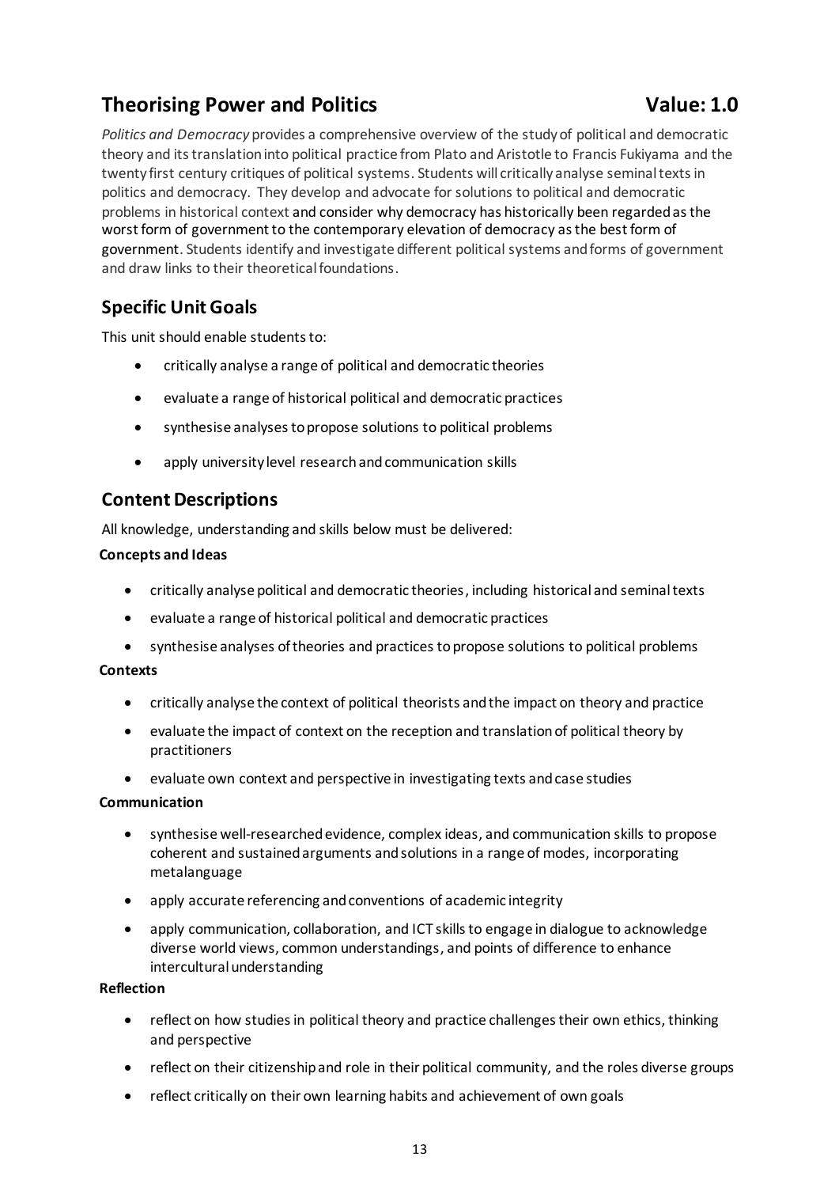## Theorising Power and Politics Value: 1.0

*Politics and Democracy* provides a comprehensive overview of the study of political and democratic theory and its translation into political practice from Plato and Aristotle to Francis Fukiyama and the twenty first century critiques of political systems. Students will critically analyse seminal texts in politics and democracy. They develop and advocate for solutions to political and democratic problems in historical context and consider why democracy has historically been regarded as the worst form of government to the contemporary elevation of democracy as the best form of government. Students identify and investigate different political systems and forms of government and draw links to their theoretical foundations.

## Specific Unit Goals

This unit should enable students to:

- critically analyse a range of political and democratic theories
- evaluate a range of historical political and democratic practices
- synthesise analyses to propose solutions to political problems
- apply university level research and communication skills

## Content Descriptions

All knowledge, understanding and skills below must be delivered:

**Concepts and Ideas**

- critically analyse political and democratic theories, including historical and seminal texts
- evaluate a range of historical political and democratic practices
- synthesise analyses of theories and practices to propose solutions to political problems

**Contexts**

- critically analyse the context of political theorists and the impact on theory and practice
- evaluate the impact of context on the reception and translation of political theory by practitioners
- evaluate own context and perspective in investigating texts and case studies

**Communication**

- synthesise well-researched evidence, complex ideas, and communication skills to propose coherent and sustained arguments and solutions in a range of modes, incorporating metalanguage
- apply accurate referencing and conventions of academic integrity
- apply communication, collaboration, and ICT skills to engage in dialogue to acknowledge diverse world views, common understandings, and points of difference to enhance intercultural understanding

**Reflection**

- reflect on how studies in political theory and practice challenges their own ethics, thinking and perspective
- reflect on their citizenship and role in their political community, and the roles diverse groups
- reflect critically on their own learning habits and achievement of own goals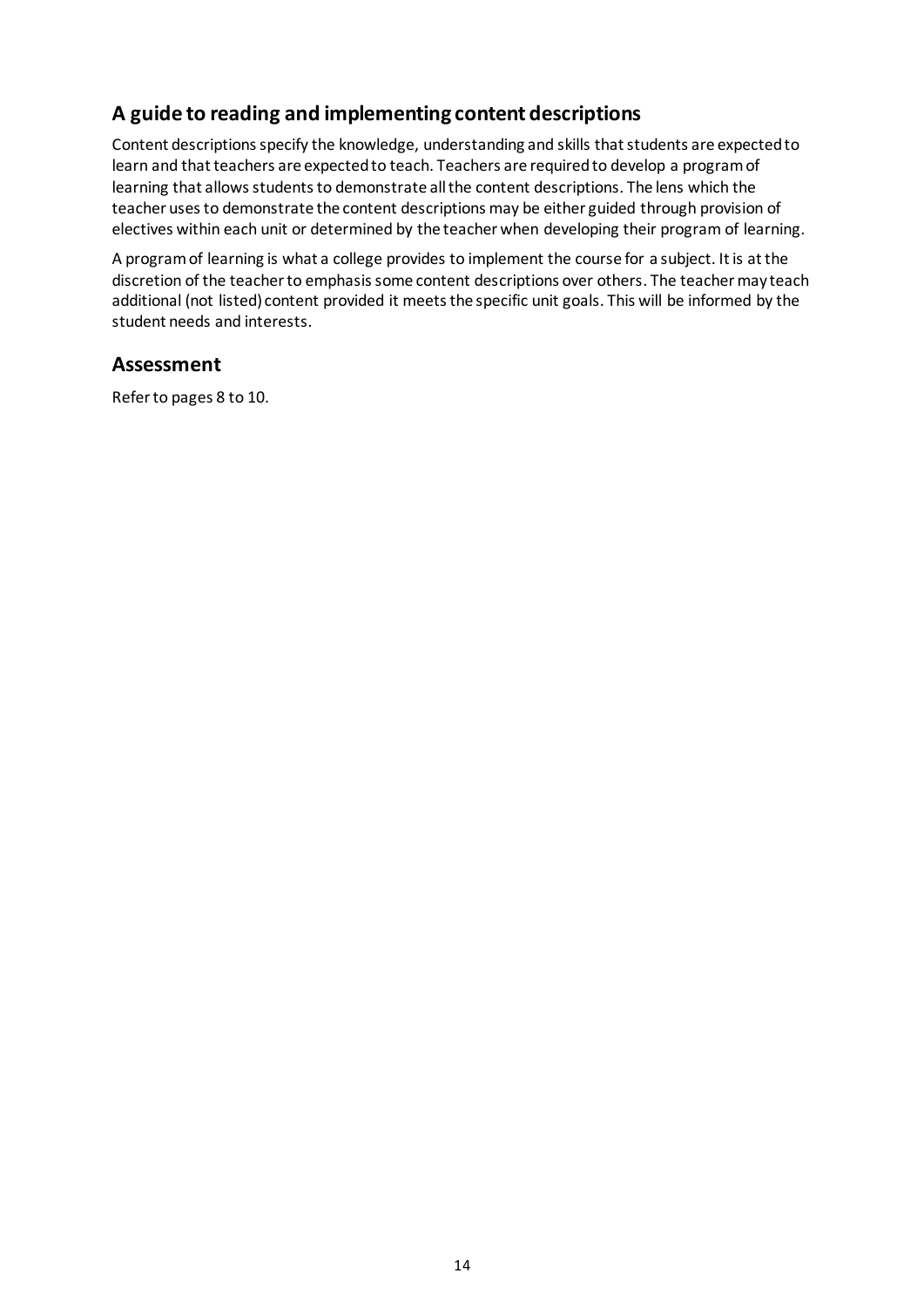## A guide to reading and implementing content descriptions

Content descriptions specify the knowledge, understanding and skills that students are expected to learn and that teachers are expected to teach. Teachers are required to develop a program of learning that allows students to demonstrate all the content descriptions. The lens which the teacher uses to demonstrate the content descriptions may be either guided through provision of electives within each unit or determined by the teacher when developing their program of learning.

A program of learning is what a college provides to implement the course for a subject. It is at the discretion of the teacher to emphasis some content descriptions over others. The teacher may teach additional (not listed) content provided it meets the specific unit goals. This will be informed by the student needs and interests.

## Assessment

Refer to pages 8 to 10.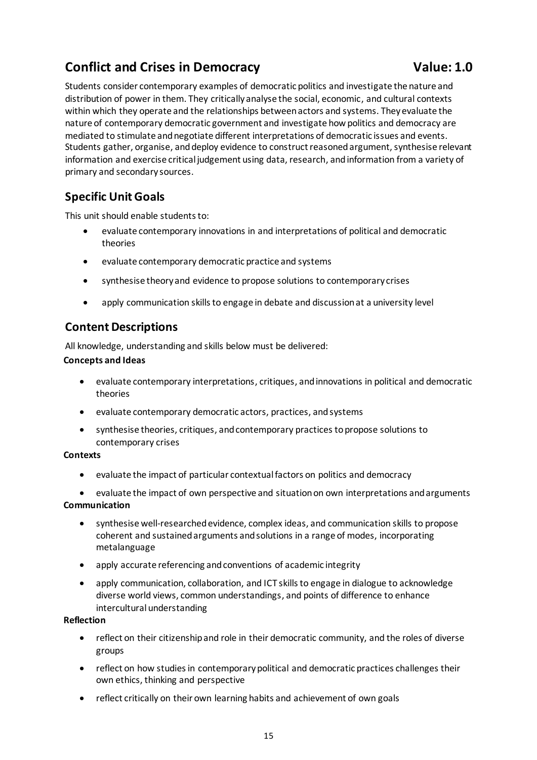## Conflict and Crises in Democracy **Value: 1.0**

Students consider contemporary examples of democratic politics and investigate the nature and distribution of power in them. They critically analyse the social, economic, and cultural contexts within which they operate and the relationships between actors and systems. They evaluate the nature of contemporary democratic government and investigate how politics and democracy are mediated to stimulate and negotiate different interpretations of democratic issues and events. Students gather, organise, and deploy evidence to construct reasoned argument, synthesise relevant information and exercise critical judgement using data, research, and information from a variety of primary and secondary sources.

### Specific Unit Goals

This unit should enable students to:

- evaluate contemporary innovations in and interpretations of political and democratic theories
- evaluate contemporary democratic practice and systems
- synthesise theory and evidence to propose solutions to contemporary crises
- apply communication skills to engage in debate and discussion at a university level

### Content Descriptions

All knowledge, understanding and skills below must be delivered:

**Concepts and Ideas**

- evaluate contemporary interpretations, critiques, and innovations in political and democratic theories
- evaluate contemporary democratic actors, practices, and systems
- synthesise theories, critiques, and contemporary practices to propose solutions to contemporary crises

**Contexts**

- evaluate the impact of particular contextual factors on politics and democracy
- evaluate the impact of own perspective and situation on own interpretations and arguments

**Communication**

- synthesise well-researched evidence, complex ideas, and communication skills to propose coherent and sustained arguments and solutions in a range of modes, incorporating metalanguage
- apply accurate referencing and conventions of academic integrity
- apply communication, collaboration, and ICT skills to engage in dialogue to acknowledge diverse world views, common understandings, and points of difference to enhance intercultural understanding

**Reflection**

- reflect on their citizenship and role in their democratic community, and the roles of diverse groups
- reflect on how studies in contemporary political and democratic practices challenges their own ethics, thinking and perspective
- reflect critically on their own learning habits and achievement of own goals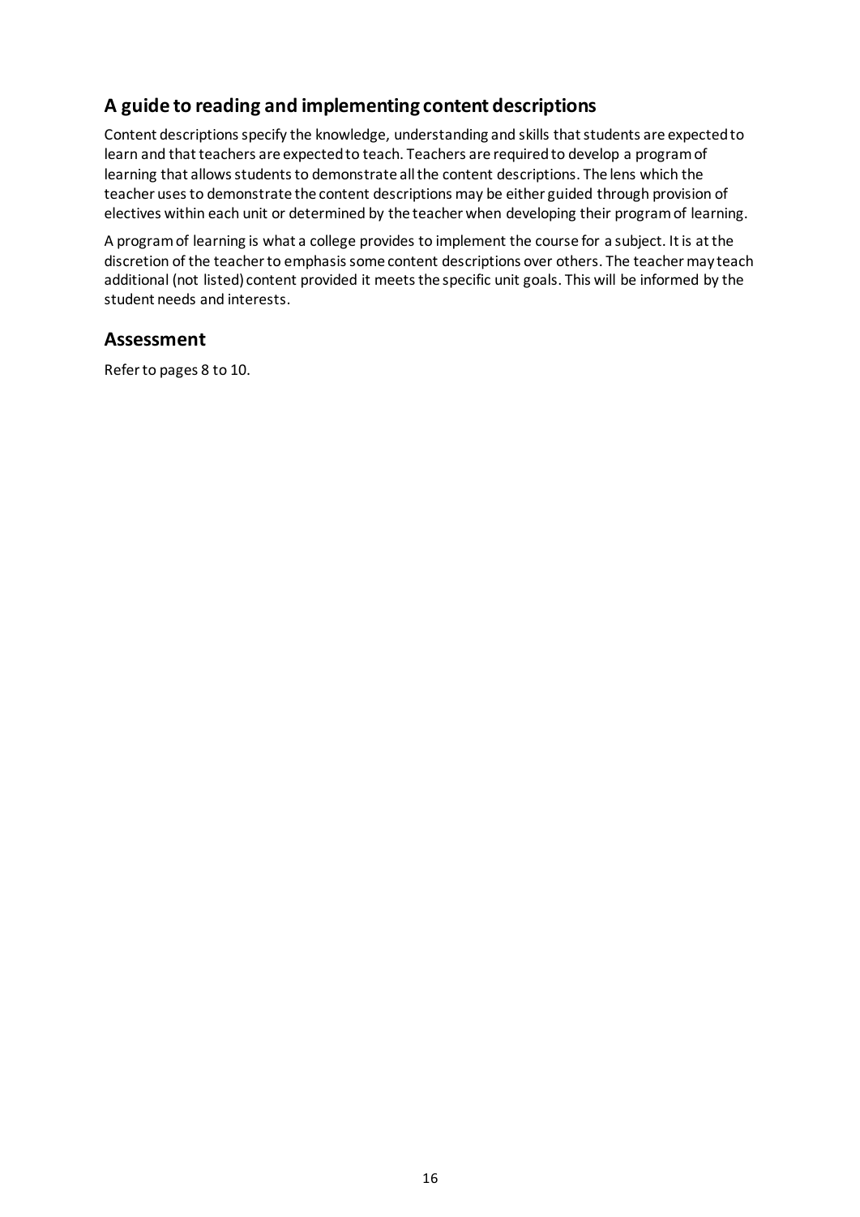## A guide to reading and implementing content descriptions

Content descriptions specify the knowledge, understanding and skills that students are expected to learn and that teachers are expected to teach. Teachers are required to develop a program of learning that allows students to demonstrate all the content descriptions. The lens which the teacher uses to demonstrate the content descriptions may be either guided through provision of electives within each unit or determined by the teacher when developing their program of learning.

A program of learning is what a college provides to implement the course for a subject. It is at the discretion of the teacher to emphasis some content descriptions over others. The teacher may teach additional (not listed) content provided it meets the specific unit goals. This will be informed by the student needs and interests.

## Assessment

Refer to pages 8 to 10.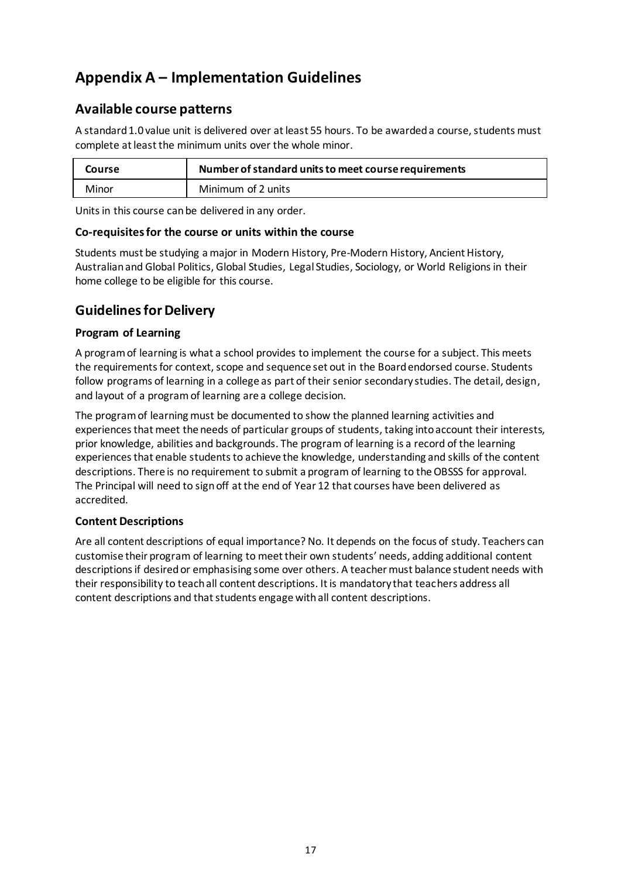# Appendix A – Implementation Guidelines

## Available course patterns

A standard 1.0 value unit is delivered over at least 55 hours. To be awarded a course, students must complete at least the minimum units over the whole minor.

| Course | Number of standard units to meet course requirements |
| --- | --- |
| Minor | Minimum of 2 units |

Units in this course can be delivered in any order.

### Co-requisites for the course or units within the course

Students must be studying a major in Modern History, Pre-Modern History, Ancient History, Australian and Global Politics, Global Studies, Legal Studies, Sociology, or World Religions in their home college to be eligible for this course.

## Guidelines for Delivery

### Program of Learning

A program of learning is what a school provides to implement the course for a subject. This meets the requirements for context, scope and sequence set out in the Board endorsed course. Students follow programs of learning in a college as part of their senior secondary studies. The detail, design, and layout of a program of learning are a college decision.

The program of learning must be documented to show the planned learning activities and experiences that meet the needs of particular groups of students, taking into account their interests, prior knowledge, abilities and backgrounds. The program of learning is a record of the learning experiences that enable students to achieve the knowledge, understanding and skills of the content descriptions. There is no requirement to submit a program of learning to the OBSSS for approval. The Principal will need to sign off at the end of Year 12 that courses have been delivered as accredited.

### Content Descriptions

Are all content descriptions of equal importance? No. It depends on the focus of study. Teachers can customise their program of learning to meet their own students' needs, adding additional content descriptions if desired or emphasising some over others. A teacher must balance student needs with their responsibility to teach all content descriptions. It is mandatory that teachers address all content descriptions and that students engage with all content descriptions.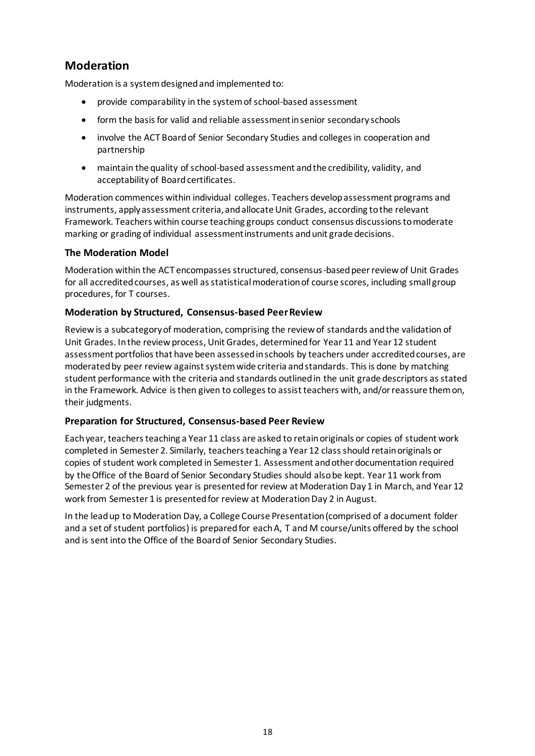## Moderation

Moderation is a system designed and implemented to:

- provide comparability in the system of school-based assessment
- form the basis for valid and reliable assessment in senior secondary schools
- involve the ACT Board of Senior Secondary Studies and colleges in cooperation and partnership
- maintain the quality of school-based assessment and the credibility, validity, and acceptability of Board certificates.

Moderation commences within individual colleges. Teachers develop assessment programs and instruments, apply assessment criteria, and allocate Unit Grades, according to the relevant Framework. Teachers within course teaching groups conduct consensus discussions to moderate marking or grading of individual assessment instruments and unit grade decisions.

### The Moderation Model

Moderation within the ACT encompasses structured, consensus-based peer review of Unit Grades for all accredited courses, as well as statistical moderation of course scores, including small group procedures, for T courses.

### Moderation by Structured, Consensus-based Peer Review

Review is a subcategory of moderation, comprising the review of standards and the validation of Unit Grades. In the review process, Unit Grades, determined for Year 11 and Year 12 student assessment portfolios that have been assessed in schools by teachers under accredited courses, are moderated by peer review against system wide criteria and standards. This is done by matching student performance with the criteria and standards outlined in the unit grade descriptors as stated in the Framework. Advice is then given to colleges to assist teachers with, and/or reassure them on, their judgments.

### Preparation for Structured, Consensus-based Peer Review

Each year, teachers teaching a Year 11 class are asked to retain originals or copies of student work completed in Semester 2. Similarly, teachers teaching a Year 12 class should retain originals or copies of student work completed in Semester 1. Assessment and other documentation required by the Office of the Board of Senior Secondary Studies should also be kept. Year 11 work from Semester 2 of the previous year is presented for review at Moderation Day 1 in March, and Year 12 work from Semester 1 is presented for review at Moderation Day 2 in August.

In the lead up to Moderation Day, a College Course Presentation (comprised of a document folder and a set of student portfolios) is prepared for each A, T and M course/units offered by the school and is sent into the Office of the Board of Senior Secondary Studies.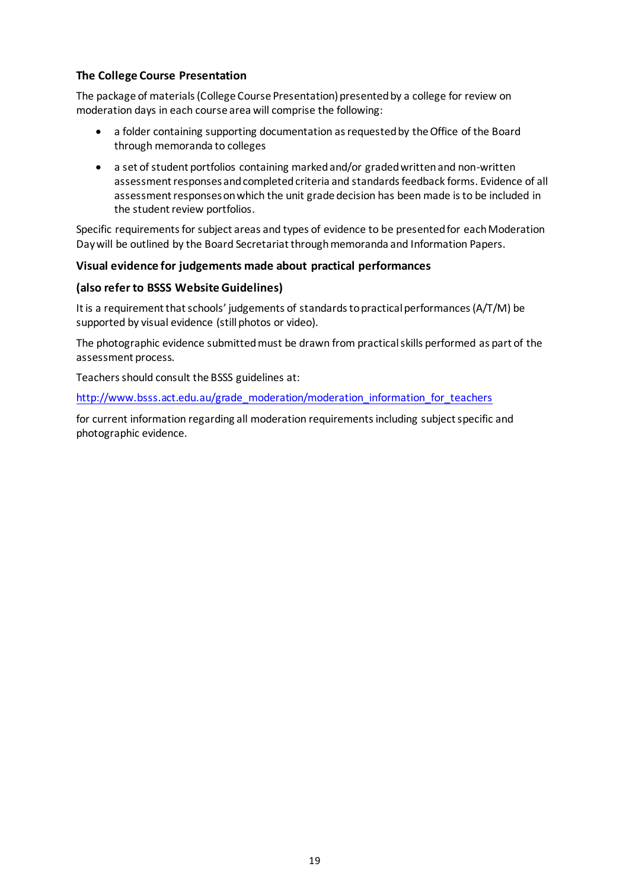### The College Course Presentation

The package of materials (College Course Presentation) presented by a college for review on moderation days in each course area will comprise the following:

- a folder containing supporting documentation as requested by the Office of the Board through memoranda to colleges
- a set of student portfolios containing marked and/or graded written and non-written assessment responses and completed criteria and standards feedback forms. Evidence of all assessment responses on which the unit grade decision has been made is to be included in the student review portfolios.

Specific requirements for subject areas and types of evidence to be presented for each Moderation Day will be outlined by the Board Secretariat through memoranda and Information Papers.

### Visual evidence for judgements made about practical performances

### (also refer to BSSS Website Guidelines)

It is a requirement that schools' judgements of standards to practical performances (A/T/M) be supported by visual evidence (still photos or video).

The photographic evidence submitted must be drawn from practical skills performed as part of the assessment process.

Teachers should consult the BSSS guidelines at:

http://www.bsss.act.edu.au/grade_moderation/moderation_information_for_teachers

for current information regarding all moderation requirements including subject specific and photographic evidence.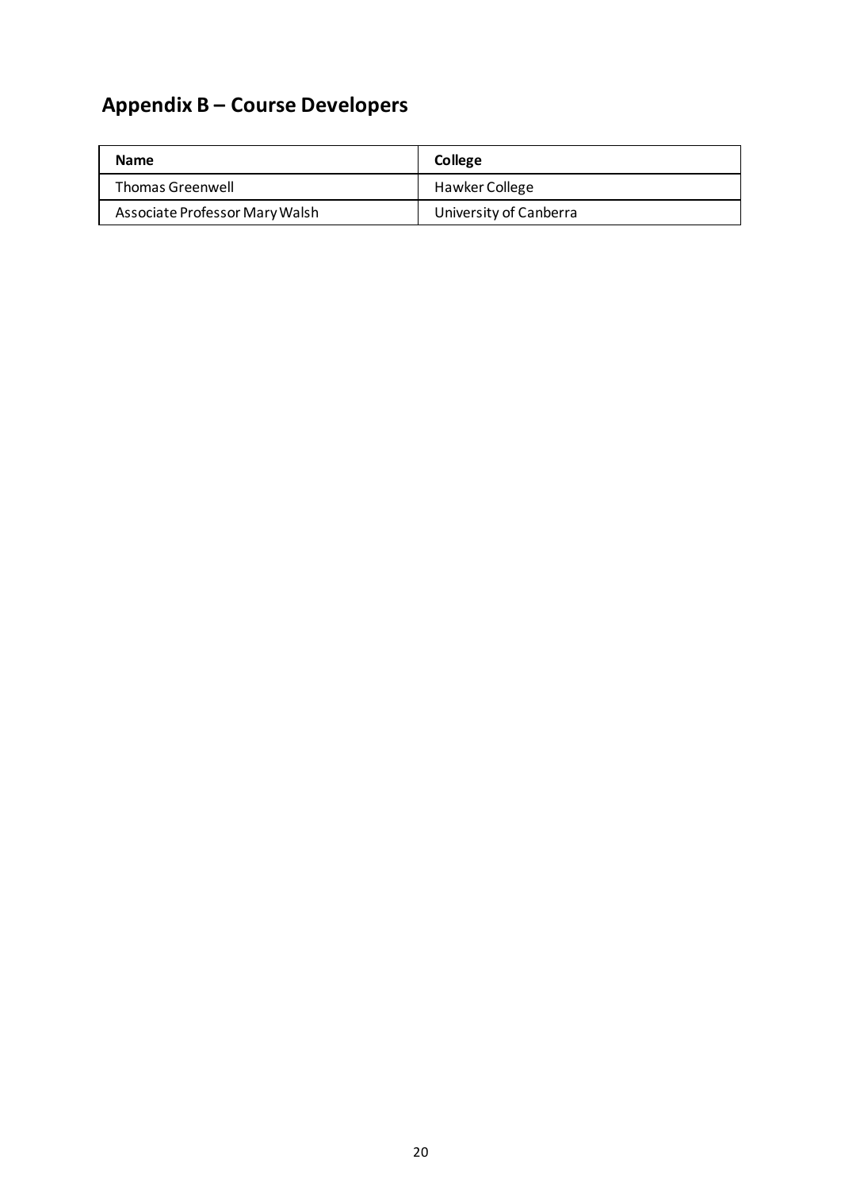## Appendix B – Course Developers

| Name | College |
| --- | --- |
| Thomas Greenwell | Hawker College |
| Associate Professor Mary Walsh | University of Canberra |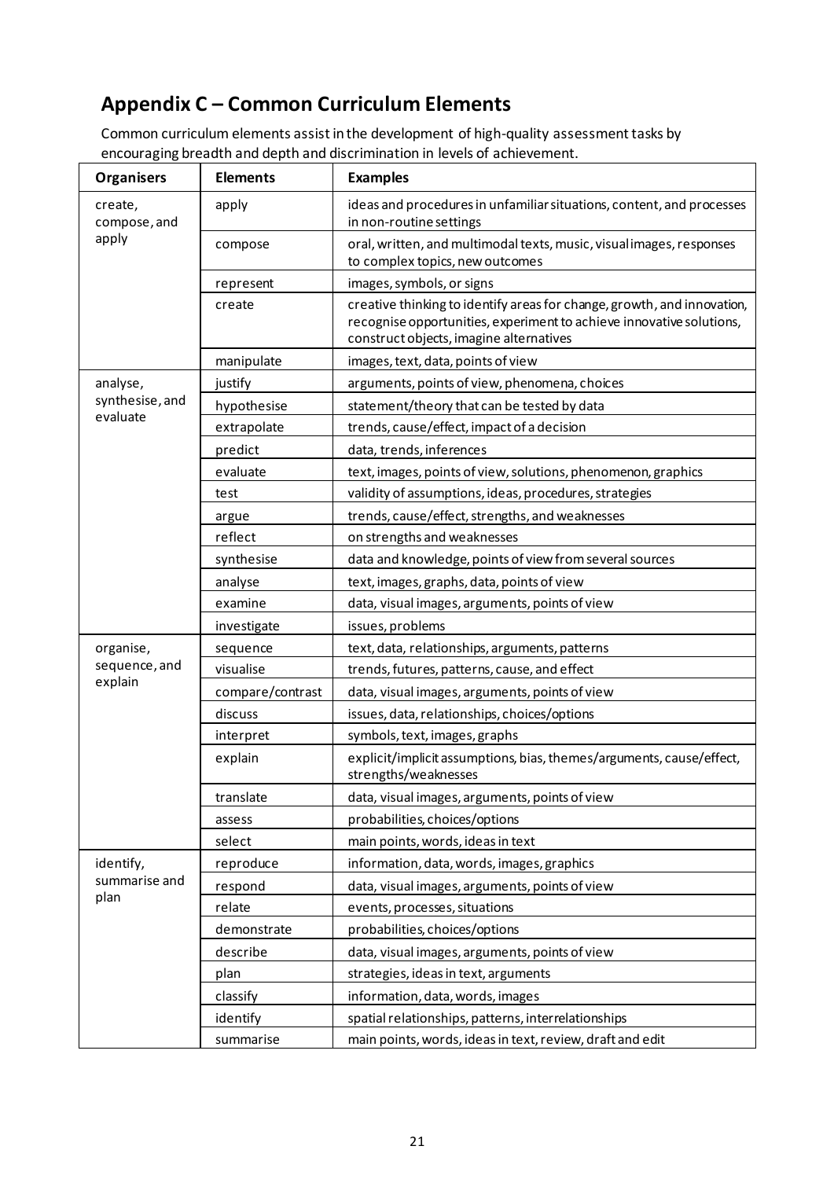## Appendix C – Common Curriculum Elements

Common curriculum elements assist in the development of high-quality assessment tasks by encouraging breadth and depth and discrimination in levels of achievement.

| Organisers | Elements | Examples |
|---|---|---|
| create, compose, and apply | apply | ideas and procedures in unfamiliar situations, content, and processes in non-routine settings |
| | compose | oral, written, and multimodal texts, music, visual images, responses to complex topics, new outcomes |
| | represent | images, symbols, or signs |
| | create | creative thinking to identify areas for change, growth, and innovation, recognise opportunities, experiment to achieve innovative solutions, construct objects, imagine alternatives |
| | manipulate | images, text, data, points of view |
| analyse, synthesise, and evaluate | justify | arguments, points of view, phenomena, choices |
| | hypothesise | statement/theory that can be tested by data |
| | extrapolate | trends, cause/effect, impact of a decision |
| | predict | data, trends, inferences |
| | evaluate | text, images, points of view, solutions, phenomenon, graphics |
| | test | validity of assumptions, ideas, procedures, strategies |
| | argue | trends, cause/effect, strengths, and weaknesses |
| | reflect | on strengths and weaknesses |
| | synthesise | data and knowledge, points of view from several sources |
| | analyse | text, images, graphs, data, points of view |
| | examine | data, visual images, arguments, points of view |
| | investigate | issues, problems |
| organise, sequence, and explain | sequence | text, data, relationships, arguments, patterns |
| | visualise | trends, futures, patterns, cause, and effect |
| | compare/contrast | data, visual images, arguments, points of view |
| | discuss | issues, data, relationships, choices/options |
| | interpret | symbols, text, images, graphs |
| | explain | explicit/implicit assumptions, bias, themes/arguments, cause/effect, strengths/weaknesses |
| | translate | data, visual images, arguments, points of view |
| | assess | probabilities, choices/options |
| | select | main points, words, ideas in text |
| identify, summarise and plan | reproduce | information, data, words, images, graphics |
| | respond | data, visual images, arguments, points of view |
| | relate | events, processes, situations |
| | demonstrate | probabilities, choices/options |
| | describe | data, visual images, arguments, points of view |
| | plan | strategies, ideas in text, arguments |
| | classify | information, data, words, images |
| | identify | spatial relationships, patterns, interrelationships |
| | summarise | main points, words, ideas in text, review, draft and edit |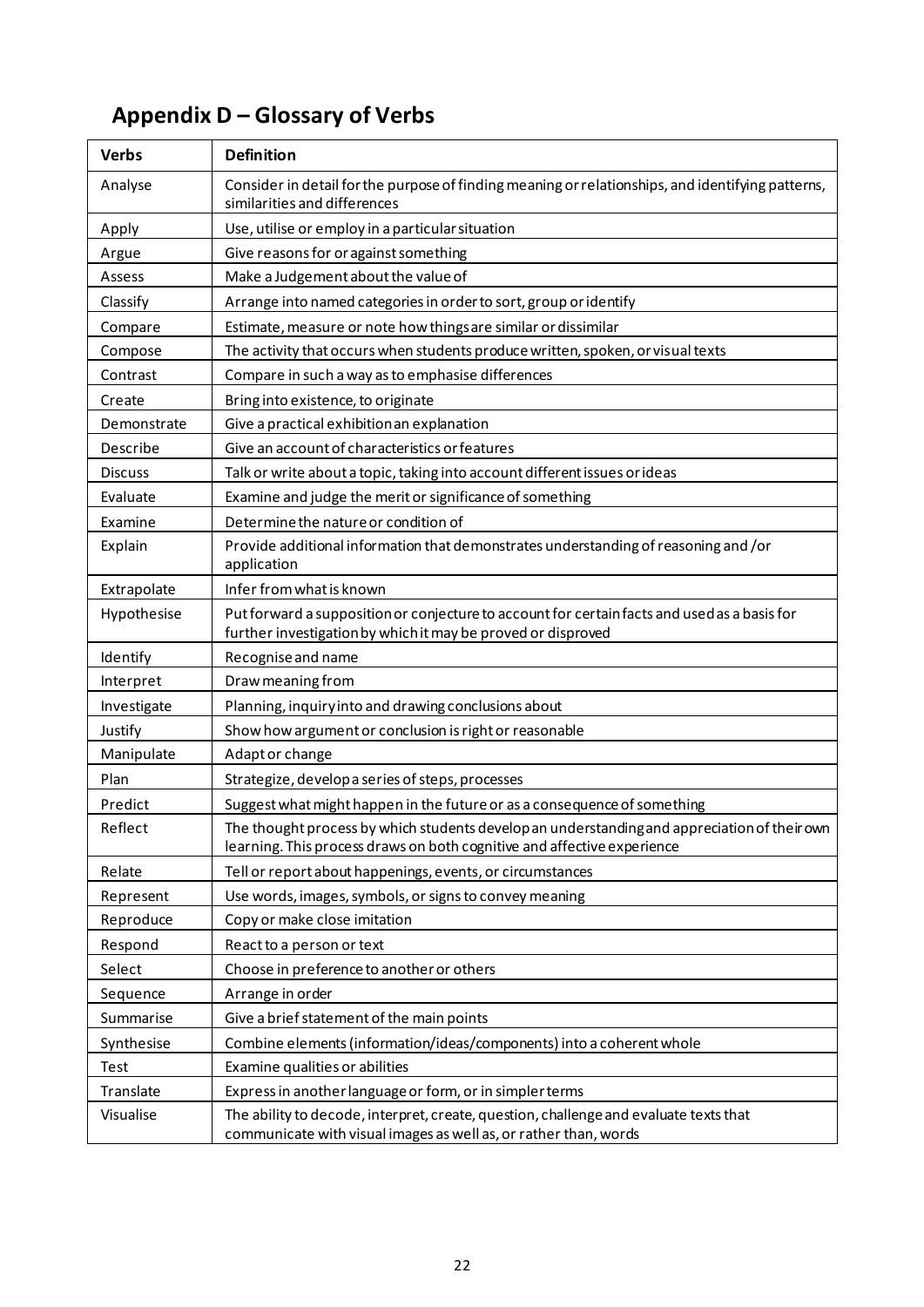## Appendix D – Glossary of Verbs

| Verbs | Definition |
|---|---|
| Analyse | Consider in detail for the purpose of finding meaning or relationships, and identifying patterns, similarities and differences |
| Apply | Use, utilise or employ in a particular situation |
| Argue | Give reasons for or against something |
| Assess | Make a Judgement about the value of |
| Classify | Arrange into named categories in order to sort, group or identify |
| Compare | Estimate, measure or note how things are similar or dissimilar |
| Compose | The activity that occurs when students produce written, spoken, or visual texts |
| Contrast | Compare in such a way as to emphasise differences |
| Create | Bring into existence, to originate |
| Demonstrate | Give a practical exhibition an explanation |
| Describe | Give an account of characteristics or features |
| Discuss | Talk or write about a topic, taking into account different issues or ideas |
| Evaluate | Examine and judge the merit or significance of something |
| Examine | Determine the nature or condition of |
| Explain | Provide additional information that demonstrates understanding of reasoning and /or application |
| Extrapolate | Infer from what is known |
| Hypothesise | Put forward a supposition or conjecture to account for certain facts and used as a basis for further investigation by which it may be proved or disproved |
| Identify | Recognise and name |
| Interpret | Draw meaning from |
| Investigate | Planning, inquiry into and drawing conclusions about |
| Justify | Show how argument or conclusion is right or reasonable |
| Manipulate | Adapt or change |
| Plan | Strategize, develop a series of steps, processes |
| Predict | Suggest what might happen in the future or as a consequence of something |
| Reflect | The thought process by which students develop an understanding and appreciation of their own learning. This process draws on both cognitive and affective experience |
| Relate | Tell or report about happenings, events, or circumstances |
| Represent | Use words, images, symbols, or signs to convey meaning |
| Reproduce | Copy or make close imitation |
| Respond | React to a person or text |
| Select | Choose in preference to another or others |
| Sequence | Arrange in order |
| Summarise | Give a brief statement of the main points |
| Synthesise | Combine elements (information/ideas/components) into a coherent whole |
| Test | Examine qualities or abilities |
| Translate | Express in another language or form, or in simpler terms |
| Visualise | The ability to decode, interpret, create, question, challenge and evaluate texts that communicate with visual images as well as, or rather than, words |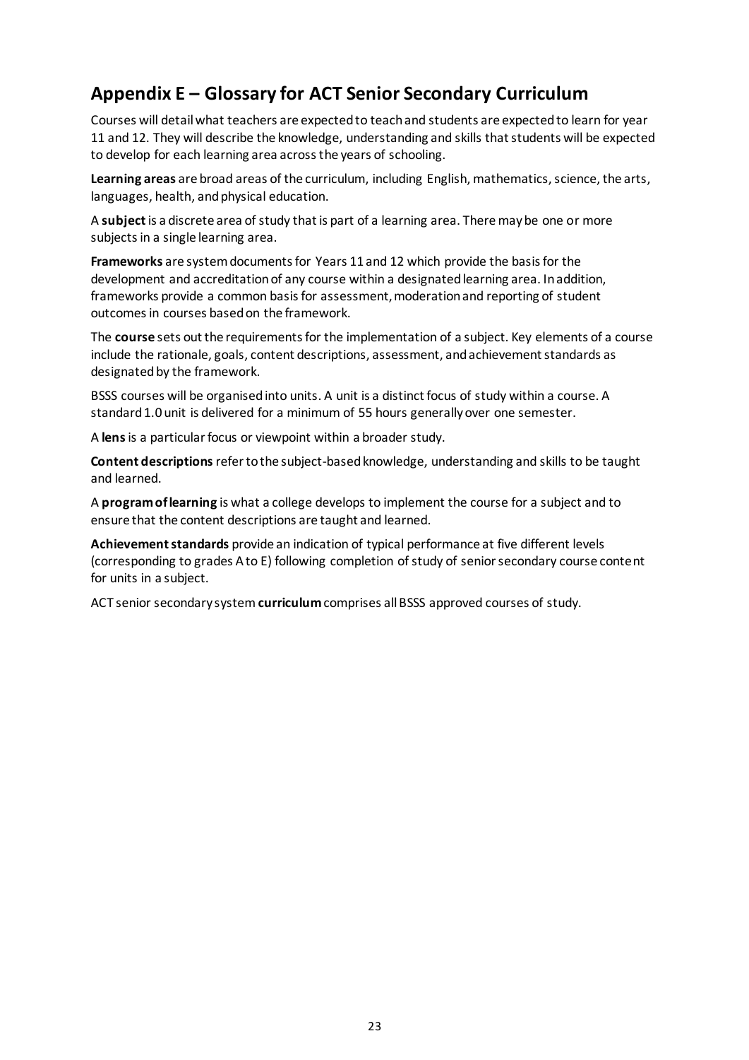## Appendix E – Glossary for ACT Senior Secondary Curriculum

Courses will detail what teachers are expected to teach and students are expected to learn for year 11 and 12. They will describe the knowledge, understanding and skills that students will be expected to develop for each learning area across the years of schooling.

**Learning areas** are broad areas of the curriculum, including English, mathematics, science, the arts, languages, health, and physical education.

A **subject** is a discrete area of study that is part of a learning area. There may be one or more subjects in a single learning area.

**Frameworks** are system documents for Years 11 and 12 which provide the basis for the development and accreditation of any course within a designated learning area. In addition, frameworks provide a common basis for assessment, moderation and reporting of student outcomes in courses based on the framework.

The **course** sets out the requirements for the implementation of a subject. Key elements of a course include the rationale, goals, content descriptions, assessment, and achievement standards as designated by the framework.

BSSS courses will be organised into units. A unit is a distinct focus of study within a course. A standard 1.0 unit is delivered for a minimum of 55 hours generally over one semester.

A **lens** is a particular focus or viewpoint within a broader study.

**Content descriptions** refer to the subject-based knowledge, understanding and skills to be taught and learned.

A **program of learning** is what a college develops to implement the course for a subject and to ensure that the content descriptions are taught and learned.

**Achievement standards** provide an indication of typical performance at five different levels (corresponding to grades A to E) following completion of study of senior secondary course content for units in a subject.

ACT senior secondary system **curriculum** comprises all BSSS approved courses of study.